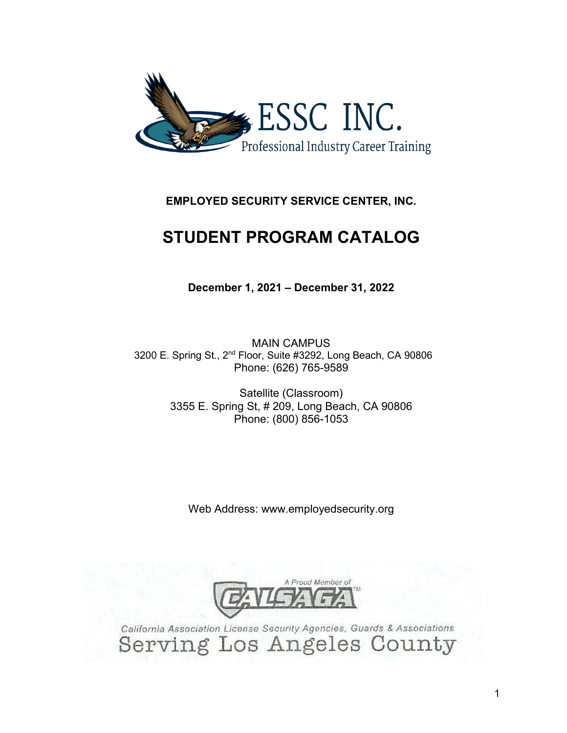ESSC INC.
Professional Industry Career Training

**EMPLOYED SECURITY SERVICE CENTER, INC.**

# STUDENT PROGRAM CATALOG

**December 1, 2021 – December 31, 2022**

MAIN CAMPUS
3200 E. Spring St., 2nd Floor, Suite #3292, Long Beach, CA 90806
Phone: (626) 765-9589

Satellite (Classroom)
3355 E. Spring St, # 209, Long Beach, CA 90806
Phone: (800) 856-1053

Web Address: www.employedsecurity.org

A Proud Member of CALSAGA™
California Association License Security Agencies, Guards & Associations
Serving Los Angeles County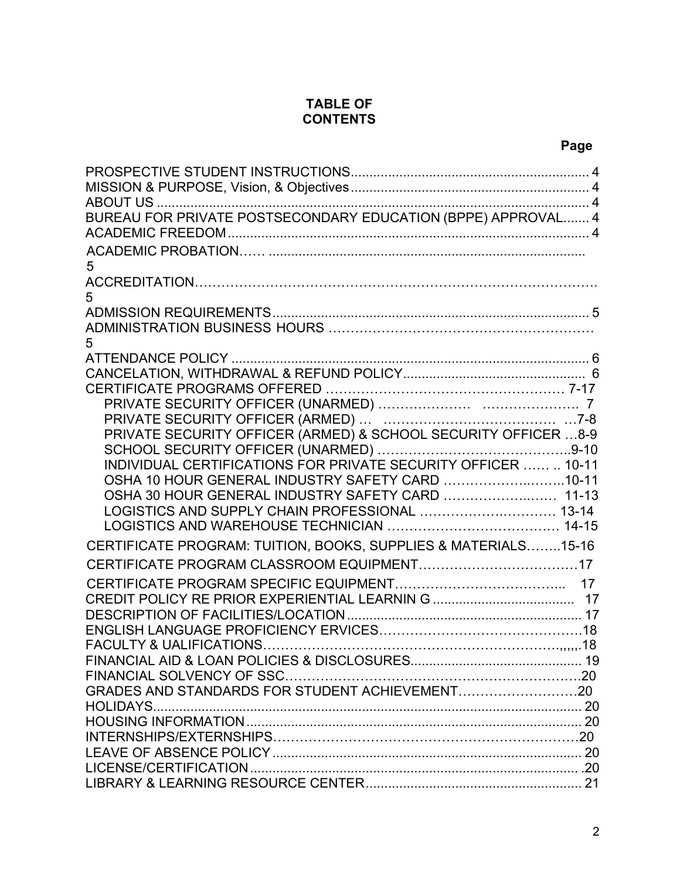**TABLE OF CONTENTS**

| | Page |
|---|---|
| PROSPECTIVE STUDENT INSTRUCTIONS | 4 |
| MISSION & PURPOSE, Vision, & Objectives | 4 |
| ABOUT US | 4 |
| BUREAU FOR PRIVATE POSTSECONDARY EDUCATION (BPPE) APPROVAL | 4 |
| ACADEMIC FREEDOM | 4 |
| ACADEMIC PROBATION | 5 |
| ACCREDITATION | 5 |
| ADMISSION REQUIREMENTS | 5 |
| ADMINISTRATION BUSINESS HOURS | 5 |
| ATTENDANCE POLICY | 6 |
| CANCELATION, WITHDRAWAL & REFUND POLICY | 6 |
| CERTIFICATE PROGRAMS OFFERED | 7-17 |
| PRIVATE SECURITY OFFICER (UNARMED) | 7 |
| PRIVATE SECURITY OFFICER (ARMED) | 7-8 |
| PRIVATE SECURITY OFFICER (ARMED) & SCHOOL SECURITY OFFICER | 8-9 |
| SCHOOL SECURITY OFFICER (UNARMED) | 9-10 |
| INDIVIDUAL CERTIFICATIONS FOR PRIVATE SECURITY OFFICER | 10-11 |
| OSHA 10 HOUR GENERAL INDUSTRY SAFETY CARD | 10-11 |
| OSHA 30 HOUR GENERAL INDUSTRY SAFETY CARD | 11-13 |
| LOGISTICS AND SUPPLY CHAIN PROFESSIONAL | 13-14 |
| LOGISTICS AND WAREHOUSE TECHNICIAN | 14-15 |
| CERTIFICATE PROGRAM: TUITION, BOOKS, SUPPLIES & MATERIALS | 15-16 |
| CERTIFICATE PROGRAM CLASSROOM EQUIPMENT | 17 |
| CERTIFICATE PROGRAM SPECIFIC EQUIPMENT | 17 |
| CREDIT POLICY RE PRIOR EXPERIENTIAL LEARNIN G | 17 |
| DESCRIPTION OF FACILITIES/LOCATION | 17 |
| ENGLISH LANGUAGE PROFICIENCY ERVICES | 18 |
| FACULTY & UALIFICATIONS | 18 |
| FINANCIAL AID & LOAN POLICIES & DISCLOSURES | 19 |
| FINANCIAL SOLVENCY OF SSC | 20 |
| GRADES AND STANDARDS FOR STUDENT ACHIEVEMENT | 20 |
| HOLIDAYS | 20 |
| HOUSING INFORMATION | 20 |
| INTERNSHIPS/EXTERNSHIPS | 20 |
| LEAVE OF ABSENCE POLICY | 20 |
| LICENSE/CERTIFICATION | 20 |
| LIBRARY & LEARNING RESOURCE CENTER | 21 |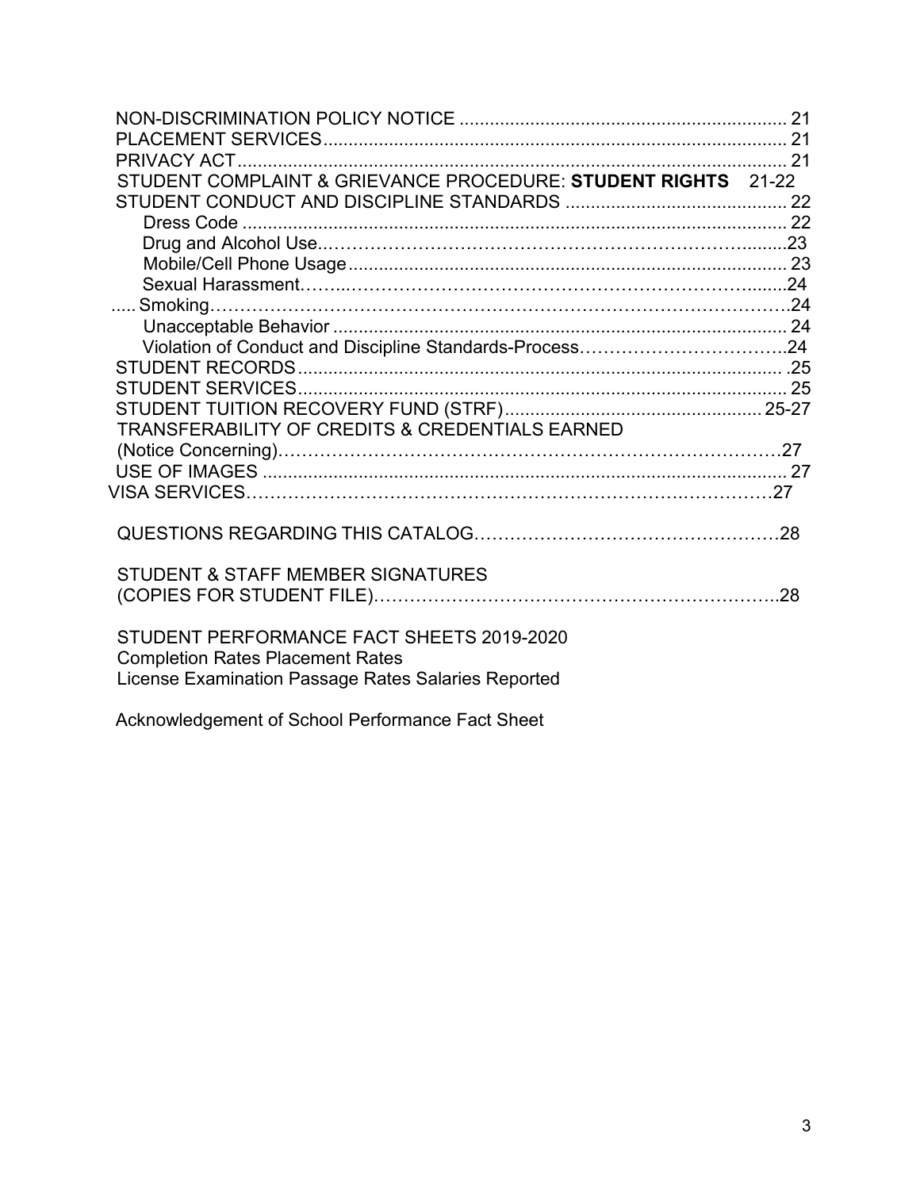NON-DISCRIMINATION POLICY NOTICE ................................................................ 21
PLACEMENT SERVICES........................................................................................... 21
PRIVACY ACT........................................................................................................... 21
STUDENT COMPLAINT & GRIEVANCE PROCEDURE: **STUDENT RIGHTS** 21-22
STUDENT CONDUCT AND DISCIPLINE STANDARDS ............................................ 22
    Dress Code .......................................................................................................... 22
    Drug and Alcohol Use..…………………………………………………………….........23
    Mobile/Cell Phone Usage...................................................................................... 23
    Sexual Harassment……..………………………………………………………….........24
..... Smoking………………………………………………………………………………….24
    Unacceptable Behavior ......................................................................................... 24
    Violation of Conduct and Discipline Standards-Process……………………………..24
STUDENT RECORDS.............................................................................................. .25
STUDENT SERVICES............................................................................................... 25
STUDENT TUITION RECOVERY FUND (STRF).................................................. 25-27
TRANSFERABILITY OF CREDITS & CREDENTIALS EARNED
(Notice Concerning)……………………………………………………………………….27
USE OF IMAGES ....................................................................................................... 27
VISA SERVICES…………………………………………………………….……………27

QUESTIONS REGARDING THIS CATALOG……………………………………………28

STUDENT & STAFF MEMBER SIGNATURES
(COPIES FOR STUDENT FILE)……………….…………….………………………..28

STUDENT PERFORMANCE FACT SHEETS 2019-2020
Completion Rates Placement Rates
License Examination Passage Rates Salaries Reported

Acknowledgement of School Performance Fact Sheet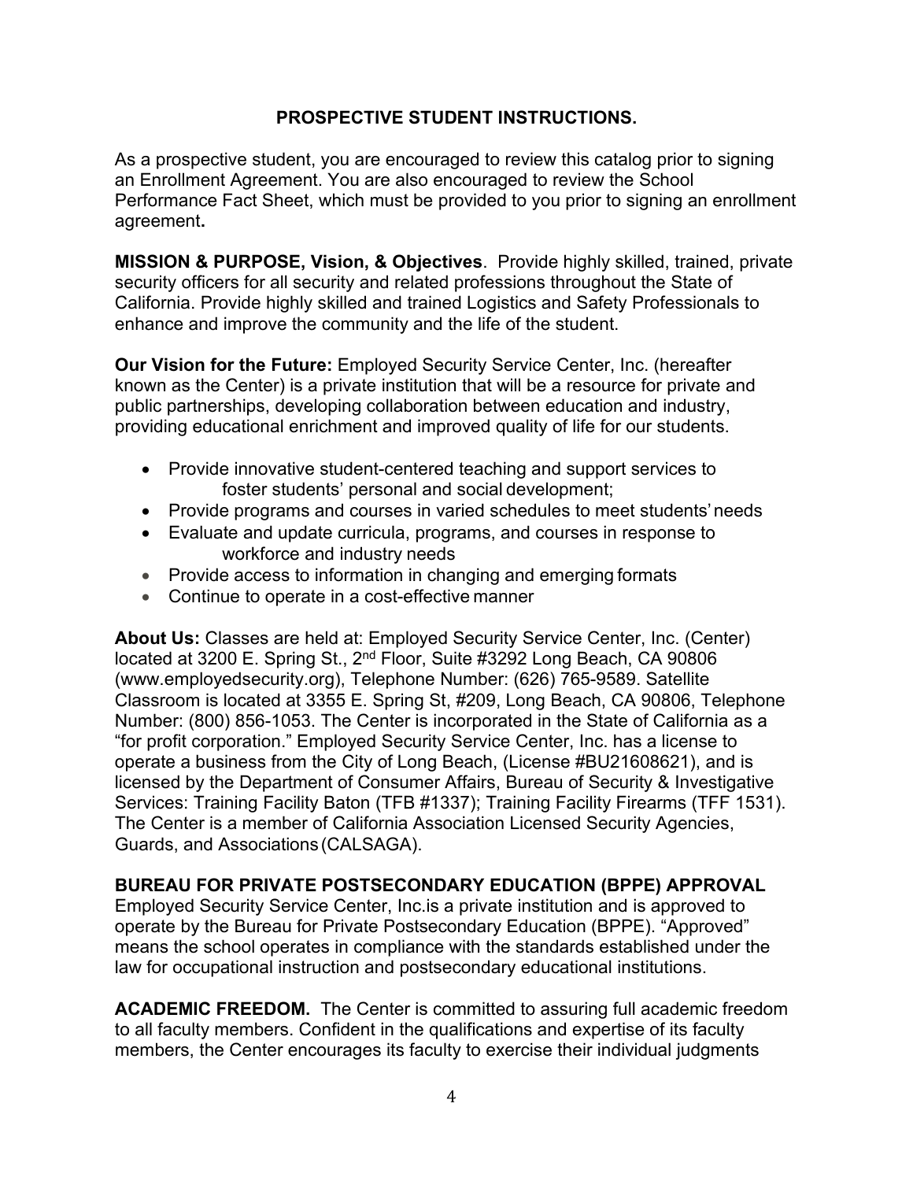## PROSPECTIVE STUDENT INSTRUCTIONS.

As a prospective student, you are encouraged to review this catalog prior to signing an Enrollment Agreement. You are also encouraged to review the School Performance Fact Sheet, which must be provided to you prior to signing an enrollment agreement**.**

**MISSION & PURPOSE, Vision, & Objectives**. Provide highly skilled, trained, private security officers for all security and related professions throughout the State of California. Provide highly skilled and trained Logistics and Safety Professionals to enhance and improve the community and the life of the student.

**Our Vision for the Future:** Employed Security Service Center, Inc. (hereafter known as the Center) is a private institution that will be a resource for private and public partnerships, developing collaboration between education and industry, providing educational enrichment and improved quality of life for our students.

- Provide innovative student-centered teaching and support services to foster students' personal and social development;
- Provide programs and courses in varied schedules to meet students' needs
- Evaluate and update curricula, programs, and courses in response to workforce and industry needs
- Provide access to information in changing and emerging formats
- Continue to operate in a cost-effective manner

**About Us:** Classes are held at: Employed Security Service Center, Inc. (Center) located at 3200 E. Spring St., 2nd Floor, Suite #3292 Long Beach, CA 90806 (www.employedsecurity.org), Telephone Number: (626) 765-9589. Satellite Classroom is located at 3355 E. Spring St, #209, Long Beach, CA 90806, Telephone Number: (800) 856-1053. The Center is incorporated in the State of California as a "for profit corporation." Employed Security Service Center, Inc. has a license to operate a business from the City of Long Beach, (License #BU21608621), and is licensed by the Department of Consumer Affairs, Bureau of Security & Investigative Services: Training Facility Baton (TFB #1337); Training Facility Firearms (TFF 1531). The Center is a member of California Association Licensed Security Agencies, Guards, and Associations (CALSAGA).

**BUREAU FOR PRIVATE POSTSECONDARY EDUCATION (BPPE) APPROVAL**
Employed Security Service Center, Inc.is a private institution and is approved to operate by the Bureau for Private Postsecondary Education (BPPE). "Approved" means the school operates in compliance with the standards established under the law for occupational instruction and postsecondary educational institutions.

**ACADEMIC FREEDOM.** The Center is committed to assuring full academic freedom to all faculty members. Confident in the qualifications and expertise of its faculty members, the Center encourages its faculty to exercise their individual judgments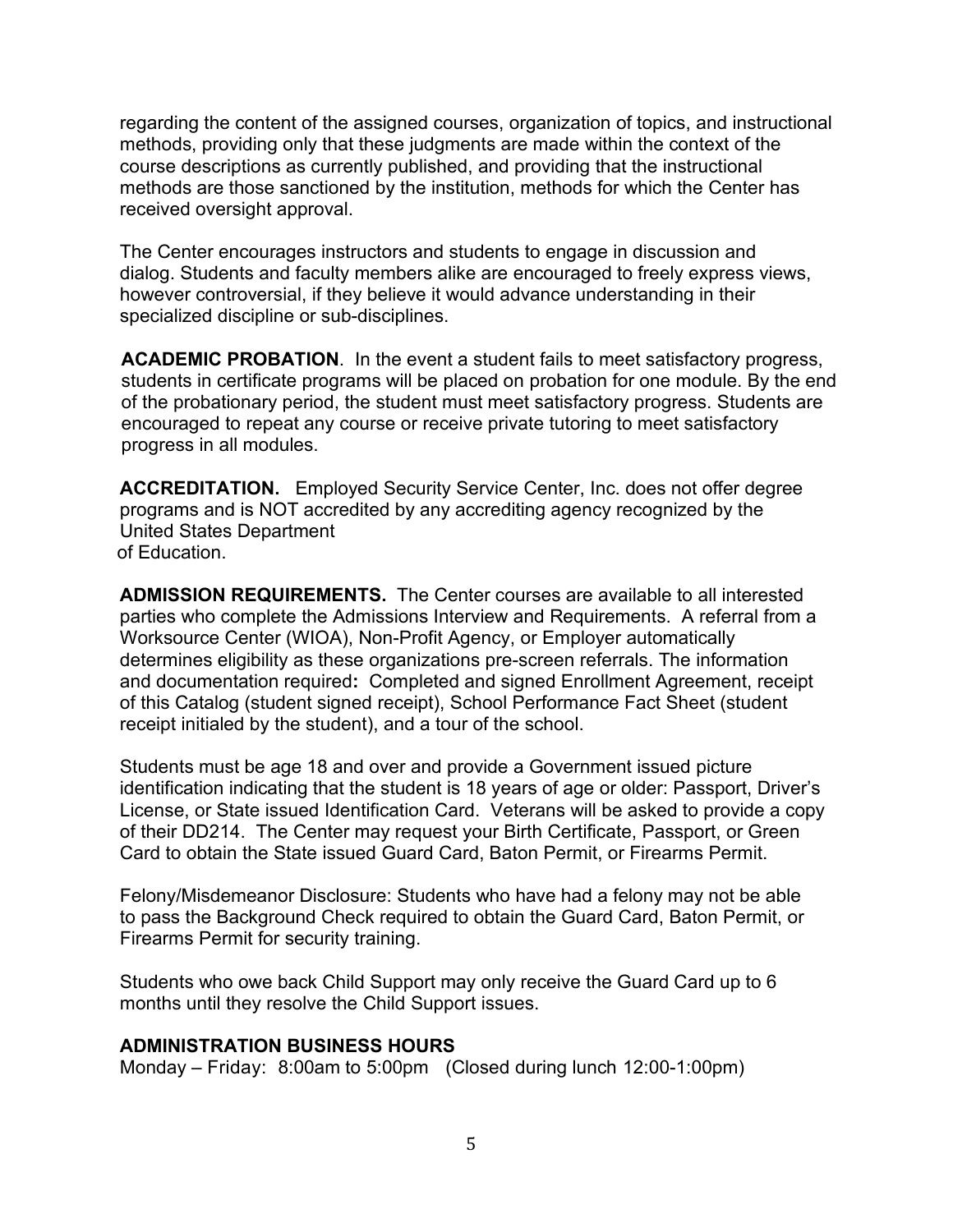regarding the content of the assigned courses, organization of topics, and instructional methods, providing only that these judgments are made within the context of the course descriptions as currently published, and providing that the instructional methods are those sanctioned by the institution, methods for which the Center has received oversight approval.

The Center encourages instructors and students to engage in discussion and dialog. Students and faculty members alike are encouraged to freely express views, however controversial, if they believe it would advance understanding in their specialized discipline or sub-disciplines.

**ACADEMIC PROBATION**. In the event a student fails to meet satisfactory progress, students in certificate programs will be placed on probation for one module. By the end of the probationary period, the student must meet satisfactory progress. Students are encouraged to repeat any course or receive private tutoring to meet satisfactory progress in all modules.

**ACCREDITATION.** Employed Security Service Center, Inc. does not offer degree programs and is NOT accredited by any accrediting agency recognized by the United States Department of Education.

**ADMISSION REQUIREMENTS.** The Center courses are available to all interested parties who complete the Admissions Interview and Requirements. A referral from a Worksource Center (WIOA), Non-Profit Agency, or Employer automatically determines eligibility as these organizations pre-screen referrals. The information and documentation required**:** Completed and signed Enrollment Agreement, receipt of this Catalog (student signed receipt), School Performance Fact Sheet (student receipt initialed by the student), and a tour of the school.

Students must be age 18 and over and provide a Government issued picture identification indicating that the student is 18 years of age or older: Passport, Driver's License, or State issued Identification Card. Veterans will be asked to provide a copy of their DD214. The Center may request your Birth Certificate, Passport, or Green Card to obtain the State issued Guard Card, Baton Permit, or Firearms Permit.

Felony/Misdemeanor Disclosure: Students who have had a felony may not be able to pass the Background Check required to obtain the Guard Card, Baton Permit, or Firearms Permit for security training.

Students who owe back Child Support may only receive the Guard Card up to 6 months until they resolve the Child Support issues.

**ADMINISTRATION BUSINESS HOURS**

Monday – Friday: 8:00am to 5:00pm (Closed during lunch 12:00-1:00pm)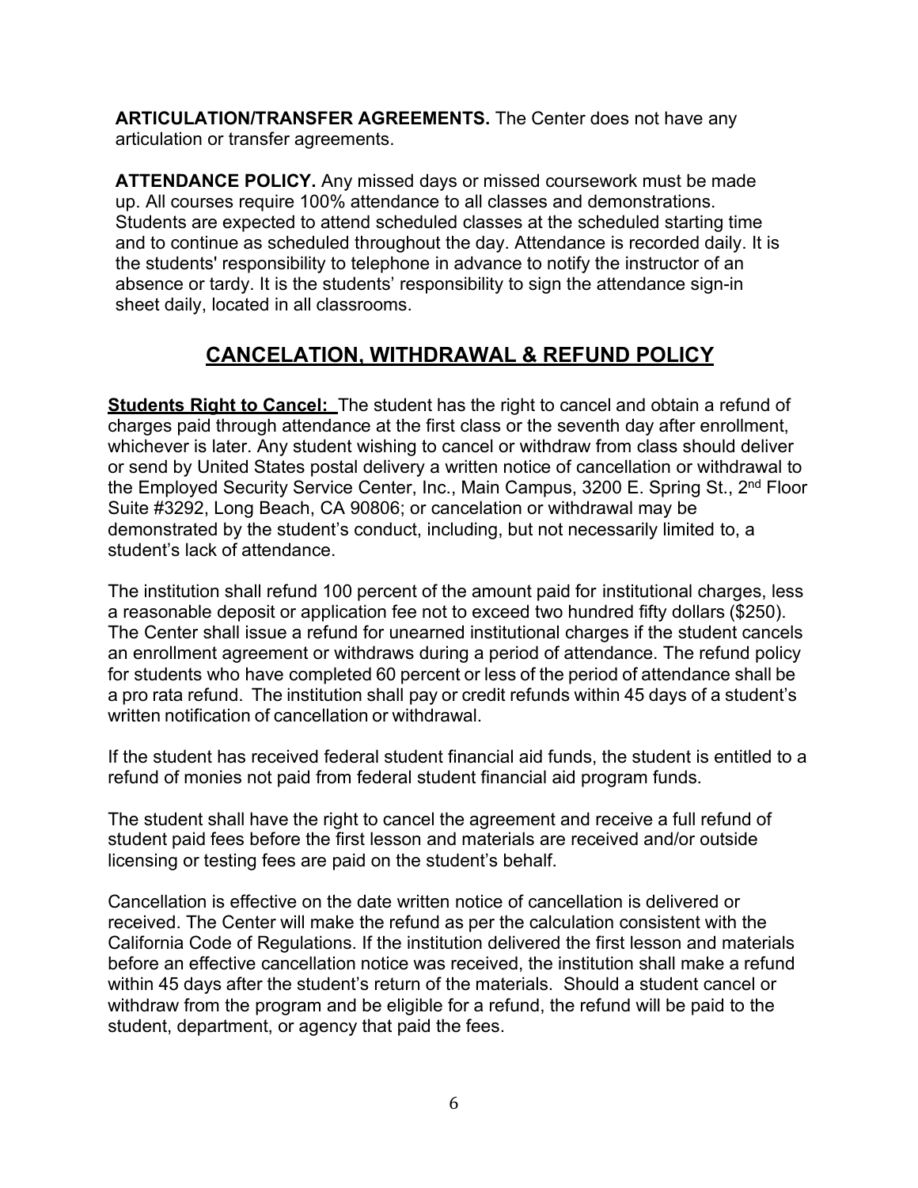**ARTICULATION/TRANSFER AGREEMENTS.** The Center does not have any articulation or transfer agreements.

**ATTENDANCE POLICY.** Any missed days or missed coursework must be made up. All courses require 100% attendance to all classes and demonstrations. Students are expected to attend scheduled classes at the scheduled starting time and to continue as scheduled throughout the day. Attendance is recorded daily. It is the students' responsibility to telephone in advance to notify the instructor of an absence or tardy. It is the students' responsibility to sign the attendance sign-in sheet daily, located in all classrooms.

## CANCELATION, WITHDRAWAL & REFUND POLICY

**Students Right to Cancel:** The student has the right to cancel and obtain a refund of charges paid through attendance at the first class or the seventh day after enrollment, whichever is later. Any student wishing to cancel or withdraw from class should deliver or send by United States postal delivery a written notice of cancellation or withdrawal to the Employed Security Service Center, Inc., Main Campus, 3200 E. Spring St., 2nd Floor Suite #3292, Long Beach, CA 90806; or cancelation or withdrawal may be demonstrated by the student's conduct, including, but not necessarily limited to, a student's lack of attendance.

The institution shall refund 100 percent of the amount paid for institutional charges, less a reasonable deposit or application fee not to exceed two hundred fifty dollars ($250). The Center shall issue a refund for unearned institutional charges if the student cancels an enrollment agreement or withdraws during a period of attendance. The refund policy for students who have completed 60 percent or less of the period of attendance shall be a pro rata refund. The institution shall pay or credit refunds within 45 days of a student's written notification of cancellation or withdrawal.

If the student has received federal student financial aid funds, the student is entitled to a refund of monies not paid from federal student financial aid program funds.

The student shall have the right to cancel the agreement and receive a full refund of student paid fees before the first lesson and materials are received and/or outside licensing or testing fees are paid on the student's behalf.

Cancellation is effective on the date written notice of cancellation is delivered or received. The Center will make the refund as per the calculation consistent with the California Code of Regulations. If the institution delivered the first lesson and materials before an effective cancellation notice was received, the institution shall make a refund within 45 days after the student's return of the materials. Should a student cancel or withdraw from the program and be eligible for a refund, the refund will be paid to the student, department, or agency that paid the fees.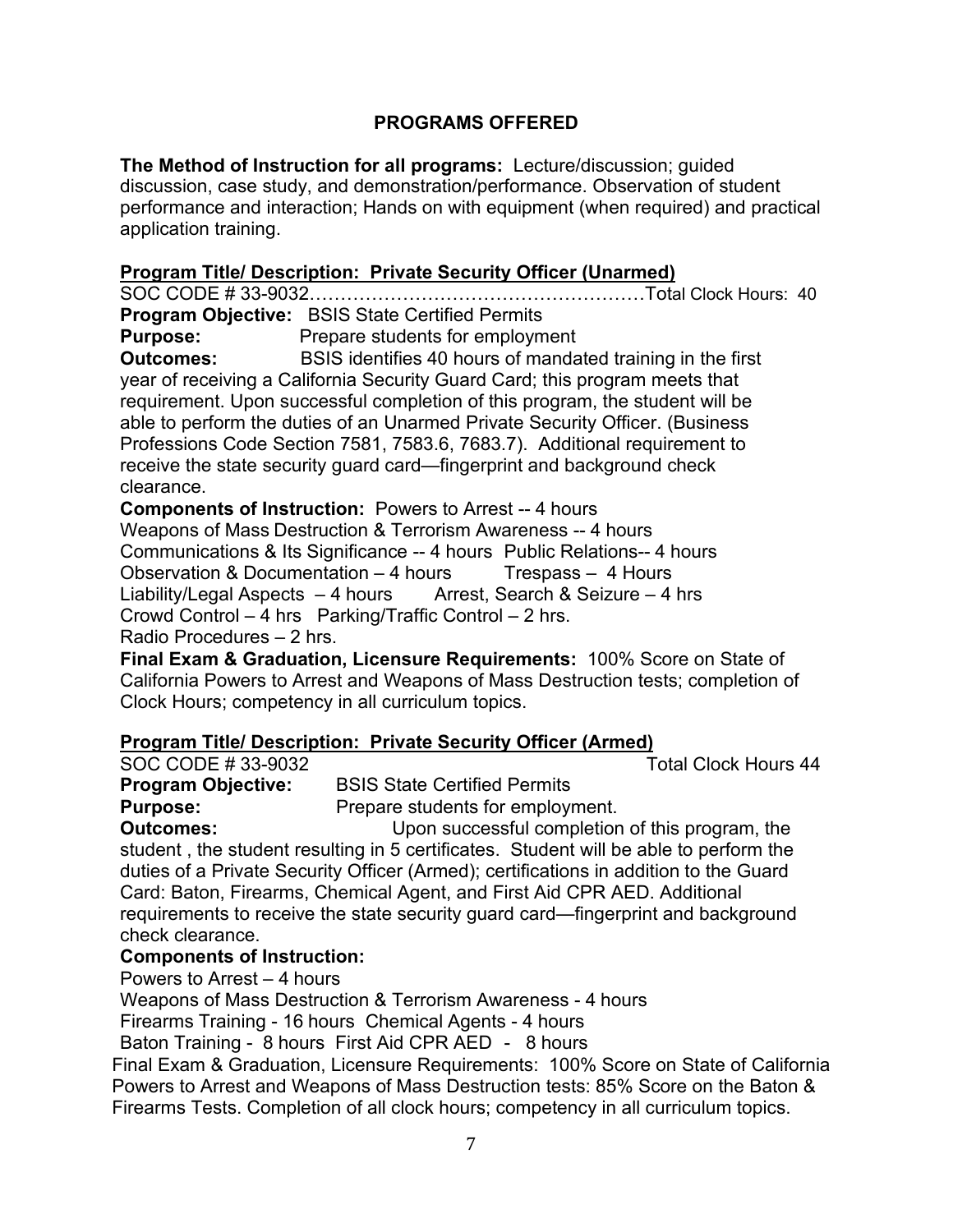## PROGRAMS OFFERED

**The Method of Instruction for all programs:** Lecture/discussion; guided discussion, case study, and demonstration/performance. Observation of student performance and interaction; Hands on with equipment (when required) and practical application training.

### Program Title/ Description: Private Security Officer (Unarmed)

SOC CODE # 33-9032……………………………………………Total Clock Hours: 40

**Program Objective:** BSIS State Certified Permits

**Purpose:** Prepare students for employment

**Outcomes:** BSIS identifies 40 hours of mandated training in the first year of receiving a California Security Guard Card; this program meets that requirement. Upon successful completion of this program, the student will be able to perform the duties of an Unarmed Private Security Officer. (Business Professions Code Section 7581, 7583.6, 7683.7). Additional requirement to receive the state security guard card—fingerprint and background check clearance.

**Components of Instruction:** Powers to Arrest -- 4 hours
Weapons of Mass Destruction & Terrorism Awareness -- 4 hours
Communications & Its Significance -- 4 hours Public Relations-- 4 hours
Observation & Documentation – 4 hours Trespass – 4 Hours
Liability/Legal Aspects – 4 hours Arrest, Search & Seizure – 4 hrs
Crowd Control – 4 hrs Parking/Traffic Control – 2 hrs.
Radio Procedures – 2 hrs.

**Final Exam & Graduation, Licensure Requirements:** 100% Score on State of California Powers to Arrest and Weapons of Mass Destruction tests; completion of Clock Hours; competency in all curriculum topics.

### Program Title/ Description: Private Security Officer (Armed)

SOC CODE # 33-9032 Total Clock Hours 44

**Program Objective:** BSIS State Certified Permits

**Purpose:** Prepare students for employment.

**Outcomes:** Upon successful completion of this program, the student , the student resulting in 5 certificates. Student will be able to perform the duties of a Private Security Officer (Armed); certifications in addition to the Guard Card: Baton, Firearms, Chemical Agent, and First Aid CPR AED. Additional requirements to receive the state security guard card—fingerprint and background check clearance.

**Components of Instruction:**

Powers to Arrest – 4 hours
Weapons of Mass Destruction & Terrorism Awareness - 4 hours
Firearms Training - 16 hours Chemical Agents - 4 hours
Baton Training - 8 hours First Aid CPR AED - 8 hours

Final Exam & Graduation, Licensure Requirements: 100% Score on State of California Powers to Arrest and Weapons of Mass Destruction tests: 85% Score on the Baton & Firearms Tests. Completion of all clock hours; competency in all curriculum topics.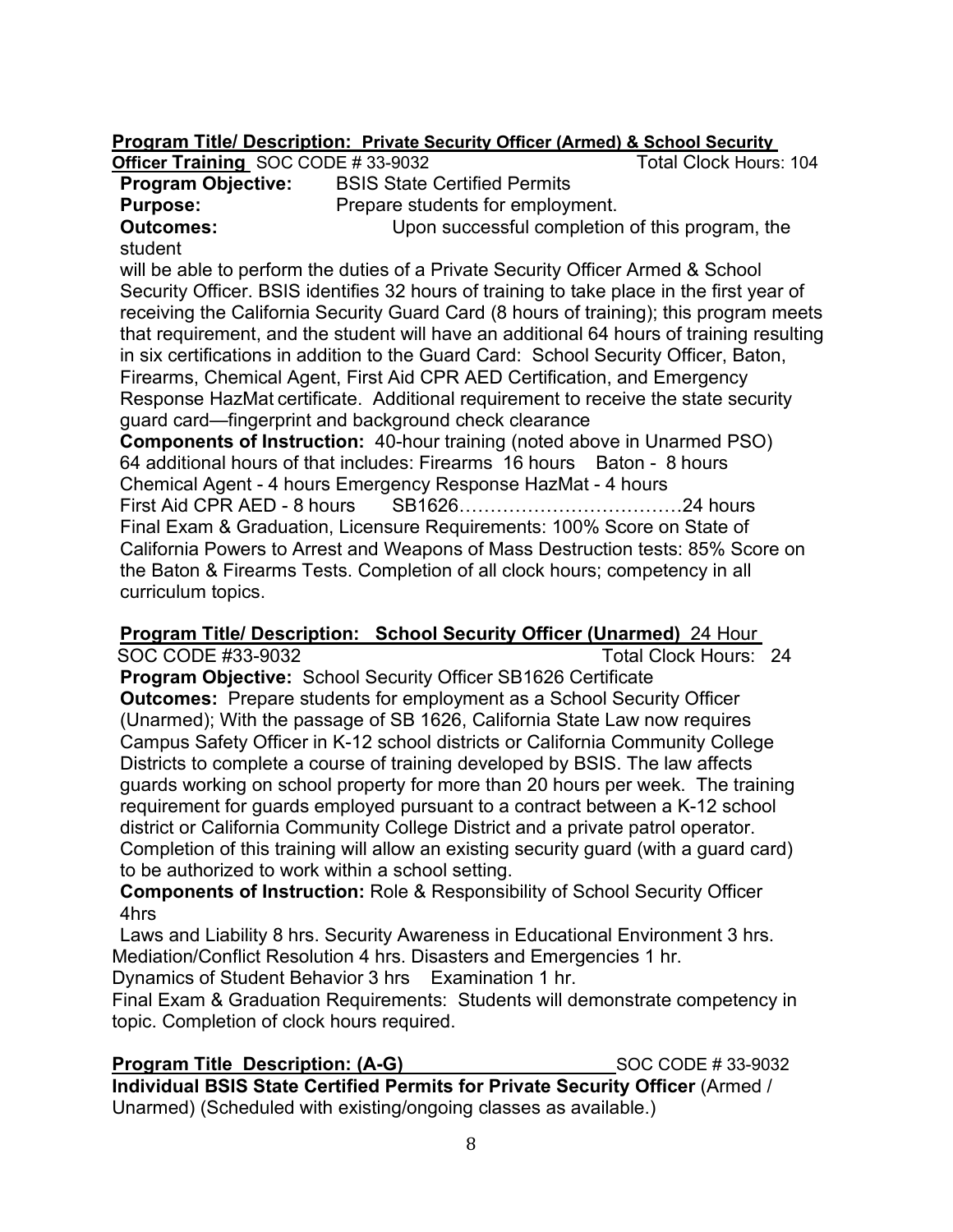**Program Title/ Description: Private Security Officer (Armed) & School Security Officer Training** SOC CODE # 33-9032 Total Clock Hours: 104

**Program Objective:** BSIS State Certified Permits

**Purpose:** Prepare students for employment.

**Outcomes:** Upon successful completion of this program, the student will be able to perform the duties of a Private Security Officer Armed & School Security Officer. BSIS identifies 32 hours of training to take place in the first year of receiving the California Security Guard Card (8 hours of training); this program meets that requirement, and the student will have an additional 64 hours of training resulting in six certifications in addition to the Guard Card: School Security Officer, Baton, Firearms, Chemical Agent, First Aid CPR AED Certification, and Emergency Response HazMat certificate. Additional requirement to receive the state security guard card—fingerprint and background check clearance

**Components of Instruction:** 40-hour training (noted above in Unarmed PSO) 64 additional hours of that includes: Firearms 16 hours Baton - 8 hours Chemical Agent - 4 hours Emergency Response HazMat - 4 hours First Aid CPR AED - 8 hours SB1626………………………………24 hours

Final Exam & Graduation, Licensure Requirements: 100% Score on State of California Powers to Arrest and Weapons of Mass Destruction tests: 85% Score on the Baton & Firearms Tests. Completion of all clock hours; competency in all curriculum topics.

**Program Title/ Description: School Security Officer (Unarmed)** 24 Hour SOC CODE #33-9032 Total Clock Hours: 24

**Program Objective:** School Security Officer SB1626 Certificate

**Outcomes:** Prepare students for employment as a School Security Officer (Unarmed); With the passage of SB 1626, California State Law now requires Campus Safety Officer in K-12 school districts or California Community College Districts to complete a course of training developed by BSIS. The law affects guards working on school property for more than 20 hours per week. The training requirement for guards employed pursuant to a contract between a K-12 school district or California Community College District and a private patrol operator. Completion of this training will allow an existing security guard (with a guard card) to be authorized to work within a school setting.

**Components of Instruction:** Role & Responsibility of School Security Officer 4hrs

Laws and Liability 8 hrs. Security Awareness in Educational Environment 3 hrs. Mediation/Conflict Resolution 4 hrs. Disasters and Emergencies 1 hr. Dynamics of Student Behavior 3 hrs Examination 1 hr.

Final Exam & Graduation Requirements: Students will demonstrate competency in topic. Completion of clock hours required.

**Program Title Description: (A-G)** SOC CODE # 33-9032

**Individual BSIS State Certified Permits for Private Security Officer** (Armed / Unarmed) (Scheduled with existing/ongoing classes as available.)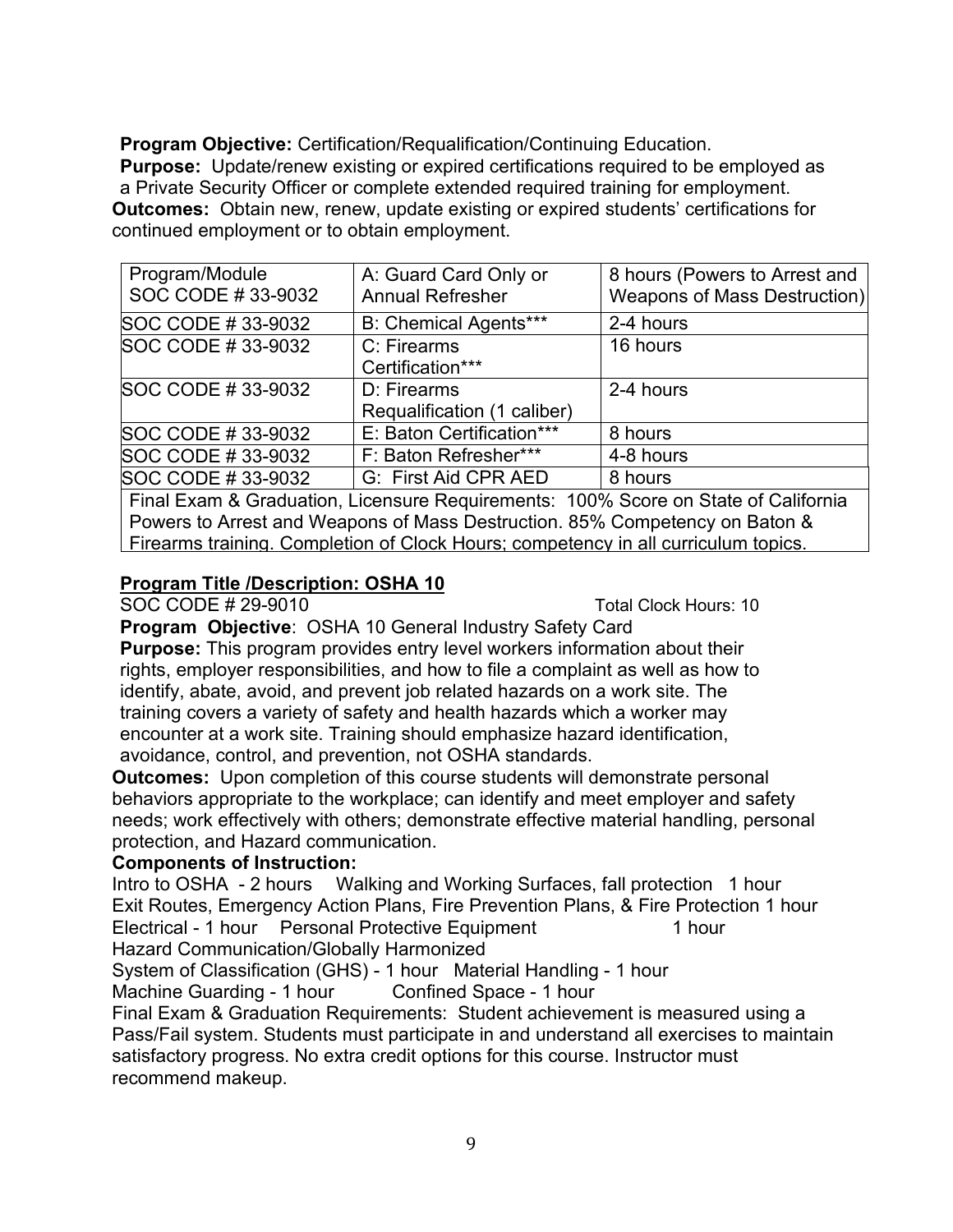**Program Objective:** Certification/Requalification/Continuing Education.
**Purpose:** Update/renew existing or expired certifications required to be employed as a Private Security Officer or complete extended required training for employment.
**Outcomes:** Obtain new, renew, update existing or expired students' certifications for continued employment or to obtain employment.

| Program/Module SOC CODE # 33-9032 | A: Guard Card Only or Annual Refresher | 8 hours (Powers to Arrest and Weapons of Mass Destruction) |
|---|---|---|
| SOC CODE # 33-9032 | B: Chemical Agents*** | 2-4 hours |
| SOC CODE # 33-9032 | C: Firearms Certification*** | 16 hours |
| SOC CODE # 33-9032 | D: Firearms Requalification (1 caliber) | 2-4 hours |
| SOC CODE # 33-9032 | E: Baton Certification*** | 8 hours |
| SOC CODE # 33-9032 | F: Baton Refresher*** | 4-8 hours |
| SOC CODE # 33-9032 | G: First Aid CPR AED | 8 hours |
| Final Exam & Graduation, Licensure Requirements: 100% Score on State of California Powers to Arrest and Weapons of Mass Destruction. 85% Competency on Baton & Firearms training. Completion of Clock Hours; competency in all curriculum topics. | | |

**Program Title /Description: OSHA 10**

SOC CODE # 29-9010 Total Clock Hours: 10

**Program Objective**: OSHA 10 General Industry Safety Card

**Purpose:** This program provides entry level workers information about their rights, employer responsibilities, and how to file a complaint as well as how to identify, abate, avoid, and prevent job related hazards on a work site. The training covers a variety of safety and health hazards which a worker may encounter at a work site. Training should emphasize hazard identification, avoidance, control, and prevention, not OSHA standards.

**Outcomes:** Upon completion of this course students will demonstrate personal behaviors appropriate to the workplace; can identify and meet employer and safety needs; work effectively with others; demonstrate effective material handling, personal protection, and Hazard communication.

**Components of Instruction:**

Intro to OSHA - 2 hours Walking and Working Surfaces, fall protection 1 hour
Exit Routes, Emergency Action Plans, Fire Prevention Plans, & Fire Protection 1 hour
Electrical - 1 hour Personal Protective Equipment 1 hour
Hazard Communication/Globally Harmonized
System of Classification (GHS) - 1 hour Material Handling - 1 hour
Machine Guarding - 1 hour Confined Space - 1 hour

Final Exam & Graduation Requirements: Student achievement is measured using a Pass/Fail system. Students must participate in and understand all exercises to maintain satisfactory progress. No extra credit options for this course. Instructor must recommend makeup.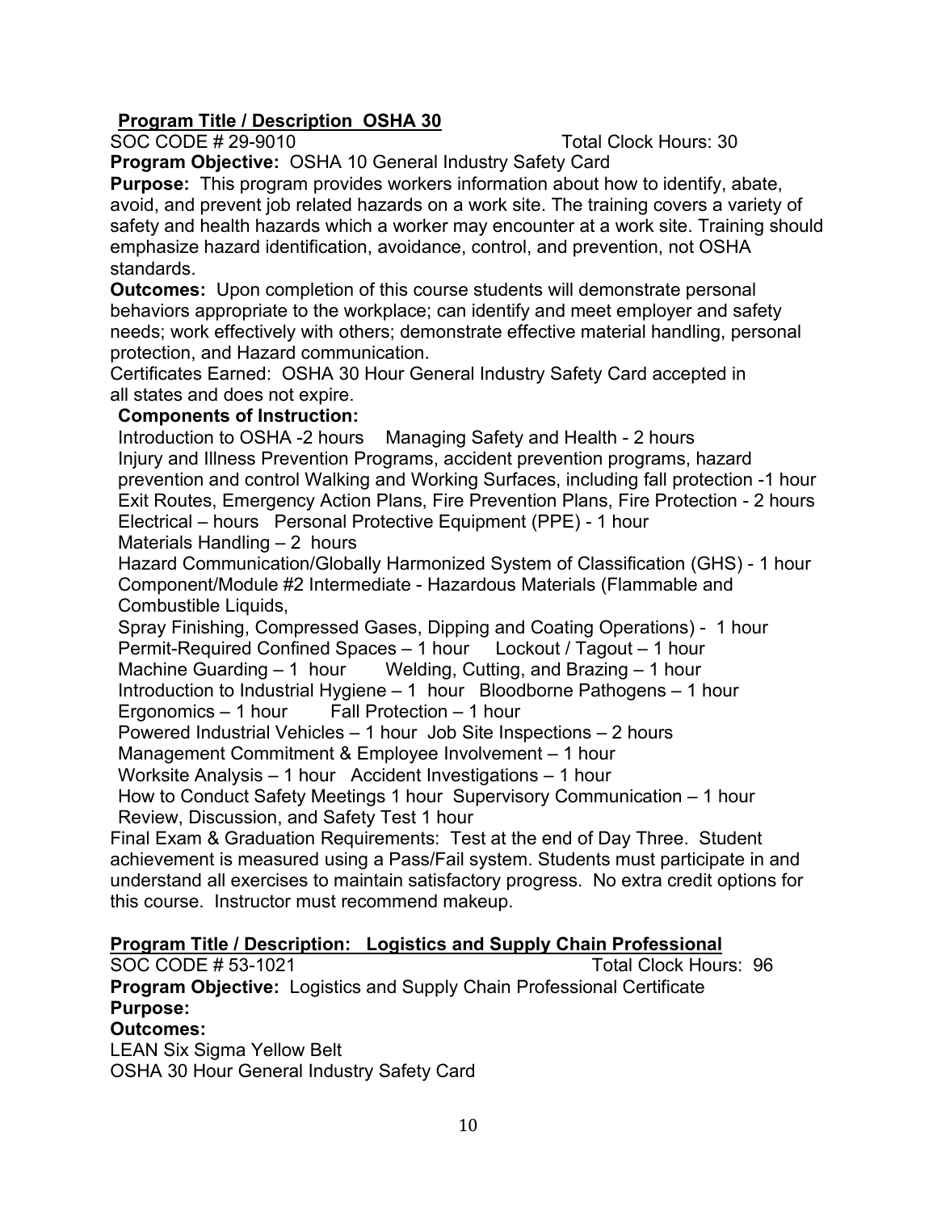**Program Title / Description OSHA 30**

SOC CODE # 29-9010 Total Clock Hours: 30

**Program Objective:** OSHA 10 General Industry Safety Card

**Purpose:** This program provides workers information about how to identify, abate, avoid, and prevent job related hazards on a work site. The training covers a variety of safety and health hazards which a worker may encounter at a work site. Training should emphasize hazard identification, avoidance, control, and prevention, not OSHA standards.

**Outcomes:** Upon completion of this course students will demonstrate personal behaviors appropriate to the workplace; can identify and meet employer and safety needs; work effectively with others; demonstrate effective material handling, personal protection, and Hazard communication.

Certificates Earned: OSHA 30 Hour General Industry Safety Card accepted in all states and does not expire.

**Components of Instruction:**

Introduction to OSHA -2 hours Managing Safety and Health - 2 hours
Injury and Illness Prevention Programs, accident prevention programs, hazard prevention and control Walking and Working Surfaces, including fall protection -1 hour
Exit Routes, Emergency Action Plans, Fire Prevention Plans, Fire Protection - 2 hours
Electrical – hours Personal Protective Equipment (PPE) - 1 hour
Materials Handling – 2 hours
Hazard Communication/Globally Harmonized System of Classification (GHS) - 1 hour
Component/Module #2 Intermediate - Hazardous Materials (Flammable and Combustible Liquids,
Spray Finishing, Compressed Gases, Dipping and Coating Operations) - 1 hour
Permit-Required Confined Spaces – 1 hour Lockout / Tagout – 1 hour
Machine Guarding – 1 hour Welding, Cutting, and Brazing – 1 hour
Introduction to Industrial Hygiene – 1 hour Bloodborne Pathogens – 1 hour
Ergonomics – 1 hour Fall Protection – 1 hour
Powered Industrial Vehicles – 1 hour Job Site Inspections – 2 hours
Management Commitment & Employee Involvement – 1 hour
Worksite Analysis – 1 hour Accident Investigations – 1 hour
How to Conduct Safety Meetings 1 hour Supervisory Communication – 1 hour
Review, Discussion, and Safety Test 1 hour

Final Exam & Graduation Requirements: Test at the end of Day Three. Student achievement is measured using a Pass/Fail system. Students must participate in and understand all exercises to maintain satisfactory progress. No extra credit options for this course. Instructor must recommend makeup.

**Program Title / Description: Logistics and Supply Chain Professional**

SOC CODE # 53-1021 Total Clock Hours: 96

**Program Objective:** Logistics and Supply Chain Professional Certificate

**Purpose:**

**Outcomes:**

LEAN Six Sigma Yellow Belt
OSHA 30 Hour General Industry Safety Card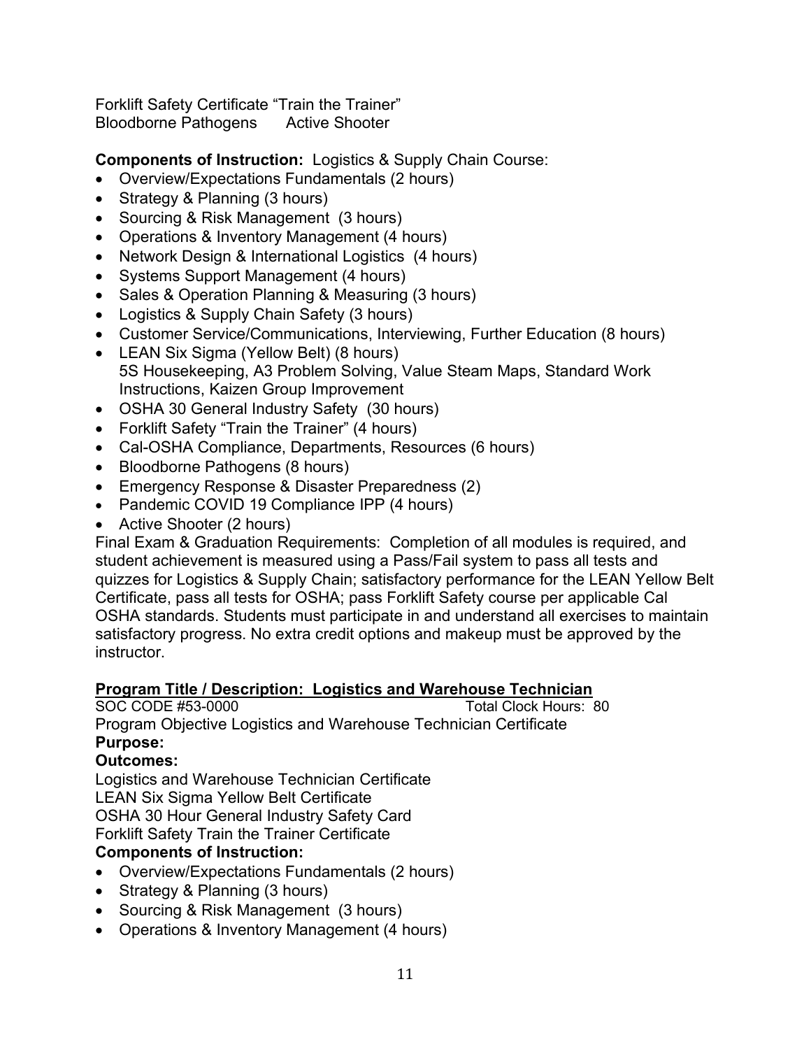Forklift Safety Certificate “Train the Trainer”
Bloodborne Pathogens Active Shooter

**Components of Instruction:** Logistics & Supply Chain Course:

- Overview/Expectations Fundamentals (2 hours)
- Strategy & Planning (3 hours)
- Sourcing & Risk Management (3 hours)
- Operations & Inventory Management (4 hours)
- Network Design & International Logistics (4 hours)
- Systems Support Management (4 hours)
- Sales & Operation Planning & Measuring (3 hours)
- Logistics & Supply Chain Safety (3 hours)
- Customer Service/Communications, Interviewing, Further Education (8 hours)
- LEAN Six Sigma (Yellow Belt) (8 hours)
  5S Housekeeping, A3 Problem Solving, Value Steam Maps, Standard Work Instructions, Kaizen Group Improvement
- OSHA 30 General Industry Safety (30 hours)
- Forklift Safety “Train the Trainer” (4 hours)
- Cal-OSHA Compliance, Departments, Resources (6 hours)
- Bloodborne Pathogens (8 hours)
- Emergency Response & Disaster Preparedness (2)
- Pandemic COVID 19 Compliance IPP (4 hours)
- Active Shooter (2 hours)

Final Exam & Graduation Requirements: Completion of all modules is required, and student achievement is measured using a Pass/Fail system to pass all tests and quizzes for Logistics & Supply Chain; satisfactory performance for the LEAN Yellow Belt Certificate, pass all tests for OSHA; pass Forklift Safety course per applicable Cal OSHA standards. Students must participate in and understand all exercises to maintain satisfactory progress. No extra credit options and makeup must be approved by the instructor.

**Program Title / Description: Logistics and Warehouse Technician**

SOC CODE #53-0000 Total Clock Hours: 80

Program Objective Logistics and Warehouse Technician Certificate

**Purpose:**

**Outcomes:**

Logistics and Warehouse Technician Certificate
LEAN Six Sigma Yellow Belt Certificate
OSHA 30 Hour General Industry Safety Card
Forklift Safety Train the Trainer Certificate

**Components of Instruction:**

- Overview/Expectations Fundamentals (2 hours)
- Strategy & Planning (3 hours)
- Sourcing & Risk Management (3 hours)
- Operations & Inventory Management (4 hours)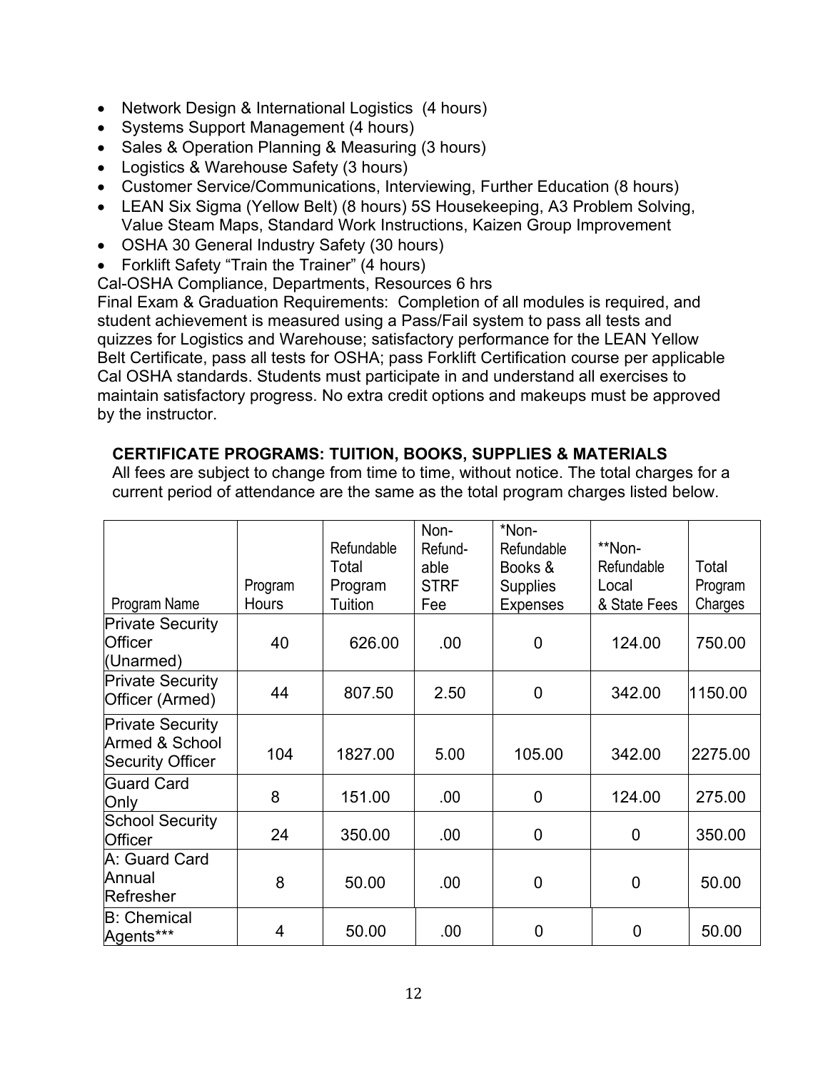- Network Design & International Logistics (4 hours)
- Systems Support Management (4 hours)
- Sales & Operation Planning & Measuring (3 hours)
- Logistics & Warehouse Safety (3 hours)
- Customer Service/Communications, Interviewing, Further Education (8 hours)
- LEAN Six Sigma (Yellow Belt) (8 hours) 5S Housekeeping, A3 Problem Solving, Value Steam Maps, Standard Work Instructions, Kaizen Group Improvement
- OSHA 30 General Industry Safety (30 hours)
- Forklift Safety "Train the Trainer" (4 hours)

Cal-OSHA Compliance, Departments, Resources 6 hrs

Final Exam & Graduation Requirements: Completion of all modules is required, and student achievement is measured using a Pass/Fail system to pass all tests and quizzes for Logistics and Warehouse; satisfactory performance for the LEAN Yellow Belt Certificate, pass all tests for OSHA; pass Forklift Certification course per applicable Cal OSHA standards. Students must participate in and understand all exercises to maintain satisfactory progress. No extra credit options and makeups must be approved by the instructor.

**CERTIFICATE PROGRAMS: TUITION, BOOKS, SUPPLIES & MATERIALS**

All fees are subject to change from time to time, without notice. The total charges for a current period of attendance are the same as the total program charges listed below.

| Program Name | Program Hours | Refundable Total Program Tuition | Non-Refund-able STRF Fee | *Non-Refundable Books & Supplies Expenses | **Non-Refundable Local & State Fees | Total Program Charges |
|---|---|---|---|---|---|---|
| Private Security Officer (Unarmed) | 40 | 626.00 | .00 | 0 | 124.00 | 750.00 |
| Private Security Officer (Armed) | 44 | 807.50 | 2.50 | 0 | 342.00 | 1150.00 |
| Private Security Armed & School Security Officer | 104 | 1827.00 | 5.00 | 105.00 | 342.00 | 2275.00 |
| Guard Card Only | 8 | 151.00 | .00 | 0 | 124.00 | 275.00 |
| School Security Officer | 24 | 350.00 | .00 | 0 | 0 | 350.00 |
| A: Guard Card Annual Refresher | 8 | 50.00 | .00 | 0 | 0 | 50.00 |
| B: Chemical Agents*** | 4 | 50.00 | .00 | 0 | 0 | 50.00 |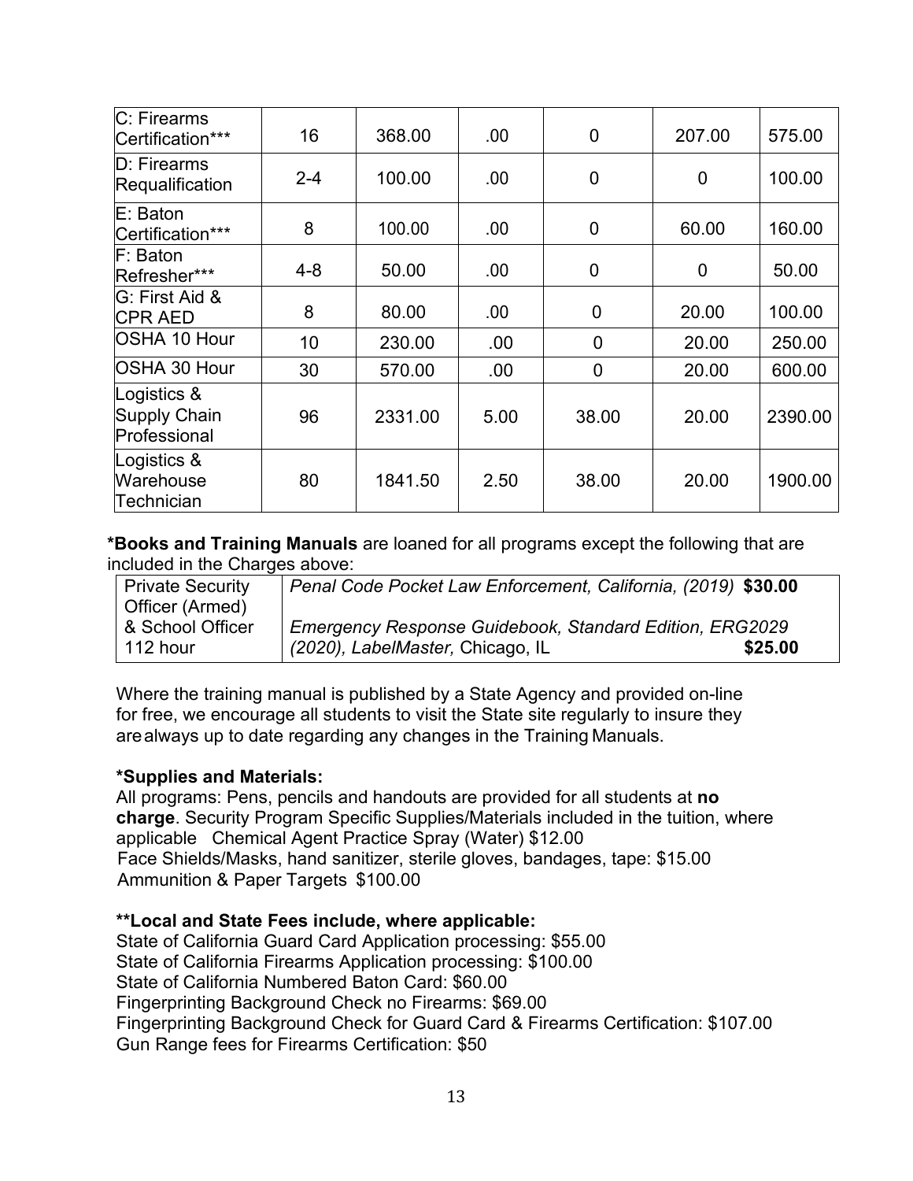| C: Firearms Certification*** | 16 | 368.00 | .00 | 0 | 207.00 | 575.00 |
|---|---|---|---|---|---|---|
| D: Firearms Requalification | 2-4 | 100.00 | .00 | 0 | 0 | 100.00 |
| E: Baton Certification*** | 8 | 100.00 | .00 | 0 | 60.00 | 160.00 |
| F: Baton Refresher*** | 4-8 | 50.00 | .00 | 0 | 0 | 50.00 |
| G: First Aid & CPR AED | 8 | 80.00 | .00 | 0 | 20.00 | 100.00 |
| OSHA 10 Hour | 10 | 230.00 | .00 | 0 | 20.00 | 250.00 |
| OSHA 30 Hour | 30 | 570.00 | .00 | 0 | 20.00 | 600.00 |
| Logistics & Supply Chain Professional | 96 | 2331.00 | 5.00 | 38.00 | 20.00 | 2390.00 |
| Logistics & Warehouse Technician | 80 | 1841.50 | 2.50 | 38.00 | 20.00 | 1900.00 |

***Books and Training Manuals** are loaned for all programs except the following that are included in the Charges above:

| Private Security Officer (Armed) & School Officer 112 hour | *Penal Code Pocket Law Enforcement, California, (2019)* **$30.00**<br>*Emergency Response Guidebook, Standard Edition, ERG2029 (2020), LabelMaster,* Chicago, IL **$25.00** |
|---|---|

Where the training manual is published by a State Agency and provided on-line for free, we encourage all students to visit the State site regularly to insure they are always up to date regarding any changes in the Training Manuals.

***Supplies and Materials:**

All programs: Pens, pencils and handouts are provided for all students at **no charge**. Security Program Specific Supplies/Materials included in the tuition, where applicable Chemical Agent Practice Spray (Water) $12.00
Face Shields/Masks, hand sanitizer, sterile gloves, bandages, tape: $15.00
Ammunition & Paper Targets $100.00

****Local and State Fees include, where applicable:**

State of California Guard Card Application processing: $55.00
State of California Firearms Application processing: $100.00
State of California Numbered Baton Card: $60.00
Fingerprinting Background Check no Firearms: $69.00
Fingerprinting Background Check for Guard Card & Firearms Certification: $107.00
Gun Range fees for Firearms Certification: $50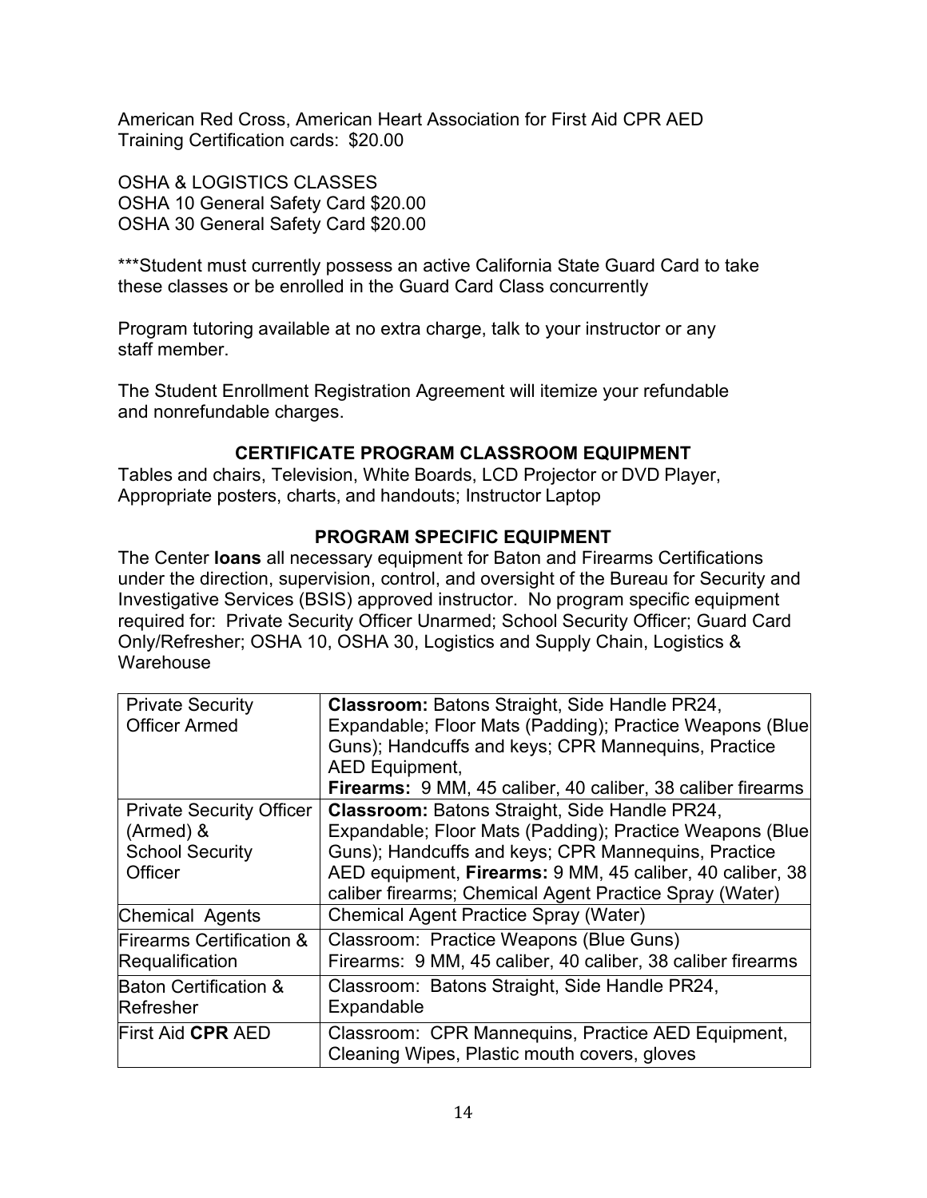American Red Cross, American Heart Association for First Aid CPR AED Training Certification cards: $20.00

OSHA & LOGISTICS CLASSES
OSHA 10 General Safety Card $20.00
OSHA 30 General Safety Card $20.00

***Student must currently possess an active California State Guard Card to take these classes or be enrolled in the Guard Card Class concurrently

Program tutoring available at no extra charge, talk to your instructor or any staff member.

The Student Enrollment Registration Agreement will itemize your refundable and nonrefundable charges.

## CERTIFICATE PROGRAM CLASSROOM EQUIPMENT

Tables and chairs, Television, White Boards, LCD Projector or DVD Player, Appropriate posters, charts, and handouts; Instructor Laptop

## PROGRAM SPECIFIC EQUIPMENT

The Center **loans** all necessary equipment for Baton and Firearms Certifications under the direction, supervision, control, and oversight of the Bureau for Security and Investigative Services (BSIS) approved instructor. No program specific equipment required for: Private Security Officer Unarmed; School Security Officer; Guard Card Only/Refresher; OSHA 10, OSHA 30, Logistics and Supply Chain, Logistics & Warehouse

| | |
|---|---|
| Private Security Officer Armed | **Classroom:** Batons Straight, Side Handle PR24, Expandable; Floor Mats (Padding); Practice Weapons (Blue Guns); Handcuffs and keys; CPR Mannequins, Practice AED Equipment, **Firearms:** 9 MM, 45 caliber, 40 caliber, 38 caliber firearms |
| Private Security Officer (Armed) & School Security Officer | **Classroom:** Batons Straight, Side Handle PR24, Expandable; Floor Mats (Padding); Practice Weapons (Blue Guns); Handcuffs and keys; CPR Mannequins, Practice AED equipment, **Firearms:** 9 MM, 45 caliber, 40 caliber, 38 caliber firearms; Chemical Agent Practice Spray (Water) |
| Chemical Agents | Chemical Agent Practice Spray (Water) |
| Firearms Certification & Requalification | Classroom: Practice Weapons (Blue Guns) Firearms: 9 MM, 45 caliber, 40 caliber, 38 caliber firearms |
| Baton Certification & Refresher | Classroom: Batons Straight, Side Handle PR24, Expandable |
| First Aid **CPR** AED | Classroom: CPR Mannequins, Practice AED Equipment, Cleaning Wipes, Plastic mouth covers, gloves |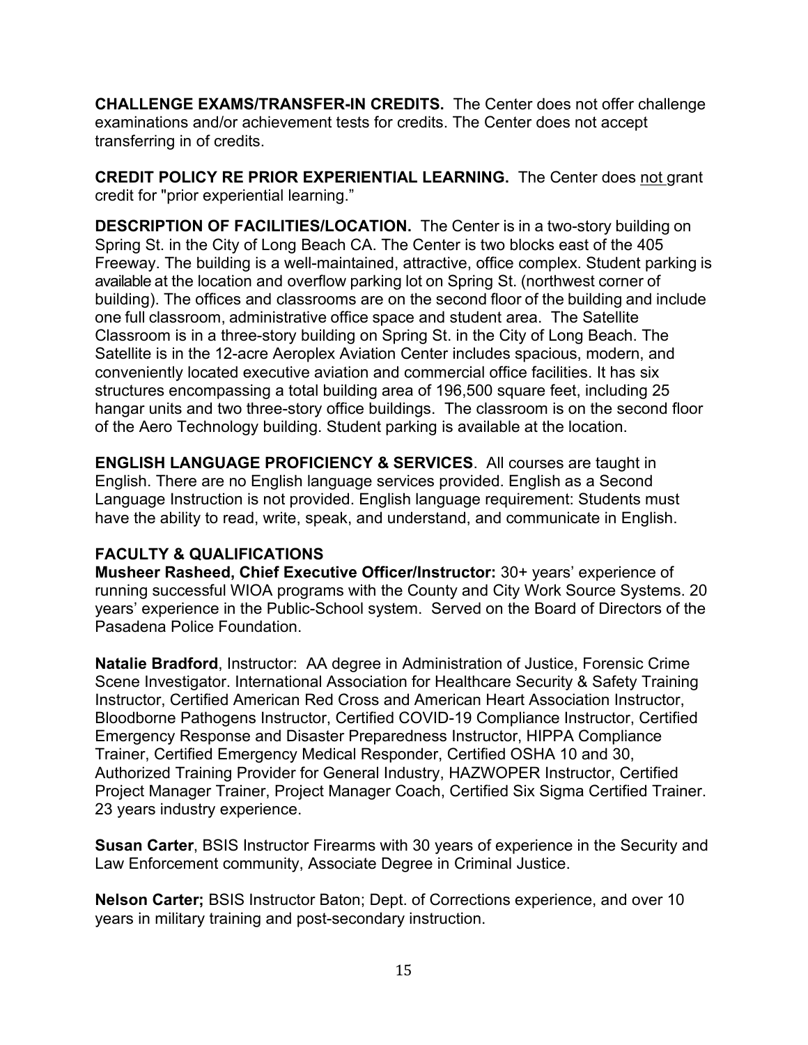**CHALLENGE EXAMS/TRANSFER-IN CREDITS.** The Center does not offer challenge examinations and/or achievement tests for credits. The Center does not accept transferring in of credits.

**CREDIT POLICY RE PRIOR EXPERIENTIAL LEARNING.** The Center does not grant credit for "prior experiential learning."

**DESCRIPTION OF FACILITIES/LOCATION.** The Center is in a two-story building on Spring St. in the City of Long Beach CA. The Center is two blocks east of the 405 Freeway. The building is a well-maintained, attractive, office complex. Student parking is available at the location and overflow parking lot on Spring St. (northwest corner of building). The offices and classrooms are on the second floor of the building and include one full classroom, administrative office space and student area. The Satellite Classroom is in a three-story building on Spring St. in the City of Long Beach. The Satellite is in the 12-acre Aeroplex Aviation Center includes spacious, modern, and conveniently located executive aviation and commercial office facilities. It has six structures encompassing a total building area of 196,500 square feet, including 25 hangar units and two three-story office buildings. The classroom is on the second floor of the Aero Technology building. Student parking is available at the location.

**ENGLISH LANGUAGE PROFICIENCY & SERVICES**. All courses are taught in English. There are no English language services provided. English as a Second Language Instruction is not provided. English language requirement: Students must have the ability to read, write, speak, and understand, and communicate in English.

**FACULTY & QUALIFICATIONS**

**Musheer Rasheed, Chief Executive Officer/Instructor:** 30+ years' experience of running successful WIOA programs with the County and City Work Source Systems. 20 years' experience in the Public-School system. Served on the Board of Directors of the Pasadena Police Foundation.

**Natalie Bradford**, Instructor: AA degree in Administration of Justice, Forensic Crime Scene Investigator. International Association for Healthcare Security & Safety Training Instructor, Certified American Red Cross and American Heart Association Instructor, Bloodborne Pathogens Instructor, Certified COVID-19 Compliance Instructor, Certified Emergency Response and Disaster Preparedness Instructor, HIPPA Compliance Trainer, Certified Emergency Medical Responder, Certified OSHA 10 and 30, Authorized Training Provider for General Industry, HAZWOPER Instructor, Certified Project Manager Trainer, Project Manager Coach, Certified Six Sigma Certified Trainer. 23 years industry experience.

**Susan Carter**, BSIS Instructor Firearms with 30 years of experience in the Security and Law Enforcement community, Associate Degree in Criminal Justice.

**Nelson Carter;** BSIS Instructor Baton; Dept. of Corrections experience, and over 10 years in military training and post-secondary instruction.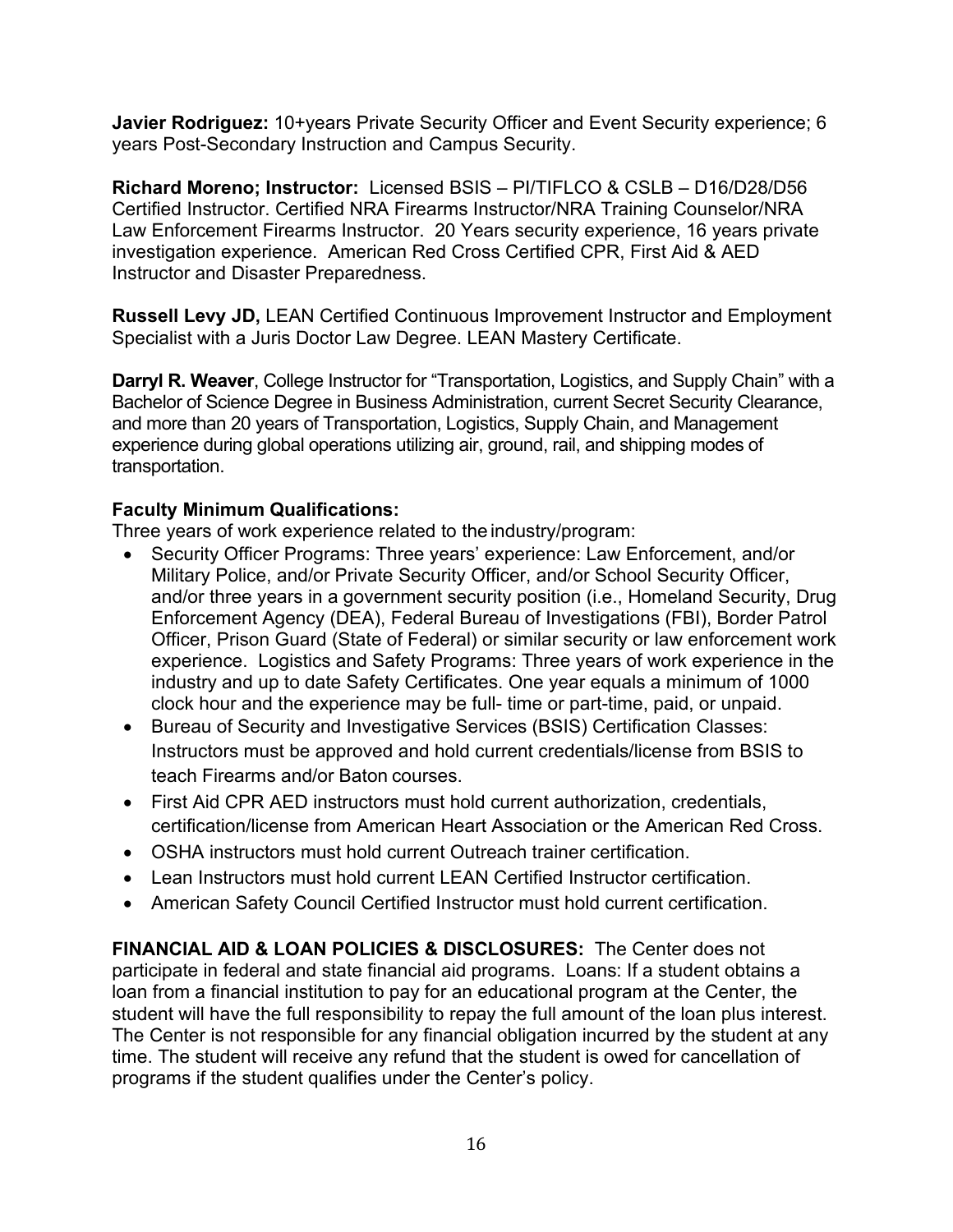**Javier Rodriguez:** 10+years Private Security Officer and Event Security experience; 6 years Post-Secondary Instruction and Campus Security.

**Richard Moreno; Instructor:** Licensed BSIS – PI/TIFLCO & CSLB – D16/D28/D56 Certified Instructor. Certified NRA Firearms Instructor/NRA Training Counselor/NRA Law Enforcement Firearms Instructor. 20 Years security experience, 16 years private investigation experience. American Red Cross Certified CPR, First Aid & AED Instructor and Disaster Preparedness.

**Russell Levy JD,** LEAN Certified Continuous Improvement Instructor and Employment Specialist with a Juris Doctor Law Degree. LEAN Mastery Certificate.

**Darryl R. Weaver**, College Instructor for "Transportation, Logistics, and Supply Chain" with a Bachelor of Science Degree in Business Administration, current Secret Security Clearance, and more than 20 years of Transportation, Logistics, Supply Chain, and Management experience during global operations utilizing air, ground, rail, and shipping modes of transportation.

**Faculty Minimum Qualifications:**
Three years of work experience related to the industry/program:

- Security Officer Programs: Three years' experience: Law Enforcement, and/or Military Police, and/or Private Security Officer, and/or School Security Officer, and/or three years in a government security position (i.e., Homeland Security, Drug Enforcement Agency (DEA), Federal Bureau of Investigations (FBI), Border Patrol Officer, Prison Guard (State of Federal) or similar security or law enforcement work experience. Logistics and Safety Programs: Three years of work experience in the industry and up to date Safety Certificates. One year equals a minimum of 1000 clock hour and the experience may be full- time or part-time, paid, or unpaid.
- Bureau of Security and Investigative Services (BSIS) Certification Classes: Instructors must be approved and hold current credentials/license from BSIS to teach Firearms and/or Baton courses.
- First Aid CPR AED instructors must hold current authorization, credentials, certification/license from American Heart Association or the American Red Cross.
- OSHA instructors must hold current Outreach trainer certification.
- Lean Instructors must hold current LEAN Certified Instructor certification.
- American Safety Council Certified Instructor must hold current certification.

**FINANCIAL AID & LOAN POLICIES & DISCLOSURES:** The Center does not participate in federal and state financial aid programs. Loans: If a student obtains a loan from a financial institution to pay for an educational program at the Center, the student will have the full responsibility to repay the full amount of the loan plus interest. The Center is not responsible for any financial obligation incurred by the student at any time. The student will receive any refund that the student is owed for cancellation of programs if the student qualifies under the Center's policy.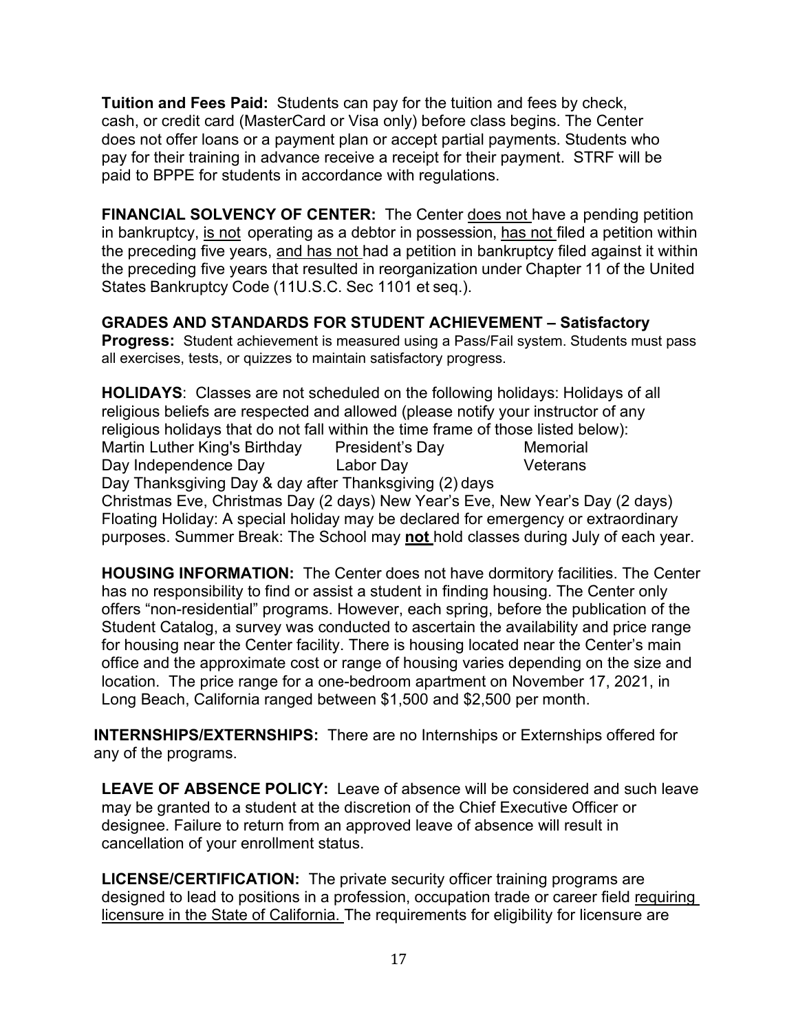**Tuition and Fees Paid:** Students can pay for the tuition and fees by check, cash, or credit card (MasterCard or Visa only) before class begins. The Center does not offer loans or a payment plan or accept partial payments. Students who pay for their training in advance receive a receipt for their payment. STRF will be paid to BPPE for students in accordance with regulations.

**FINANCIAL SOLVENCY OF CENTER:** The Center does not have a pending petition in bankruptcy, is not operating as a debtor in possession, has not filed a petition within the preceding five years, and has not had a petition in bankruptcy filed against it within the preceding five years that resulted in reorganization under Chapter 11 of the United States Bankruptcy Code (11U.S.C. Sec 1101 et seq.).

**GRADES AND STANDARDS FOR STUDENT ACHIEVEMENT – Satisfactory Progress:** Student achievement is measured using a Pass/Fail system. Students must pass all exercises, tests, or quizzes to maintain satisfactory progress.

**HOLIDAYS**: Classes are not scheduled on the following holidays: Holidays of all religious beliefs are respected and allowed (please notify your instructor of any religious holidays that do not fall within the time frame of those listed below):
Martin Luther King's Birthday President's Day Memorial Day Independence Day Labor Day Veterans Day Thanksgiving Day & day after Thanksgiving (2) days
Christmas Eve, Christmas Day (2 days) New Year's Eve, New Year's Day (2 days)
Floating Holiday: A special holiday may be declared for emergency or extraordinary purposes. Summer Break: The School may **not** hold classes during July of each year.

**HOUSING INFORMATION:** The Center does not have dormitory facilities. The Center has no responsibility to find or assist a student in finding housing. The Center only offers "non-residential" programs. However, each spring, before the publication of the Student Catalog, a survey was conducted to ascertain the availability and price range for housing near the Center facility. There is housing located near the Center's main office and the approximate cost or range of housing varies depending on the size and location. The price range for a one-bedroom apartment on November 17, 2021, in Long Beach, California ranged between $1,500 and $2,500 per month.

**INTERNSHIPS/EXTERNSHIPS:** There are no Internships or Externships offered for any of the programs.

**LEAVE OF ABSENCE POLICY:** Leave of absence will be considered and such leave may be granted to a student at the discretion of the Chief Executive Officer or designee. Failure to return from an approved leave of absence will result in cancellation of your enrollment status.

**LICENSE/CERTIFICATION:** The private security officer training programs are designed to lead to positions in a profession, occupation trade or career field requiring licensure in the State of California. The requirements for eligibility for licensure are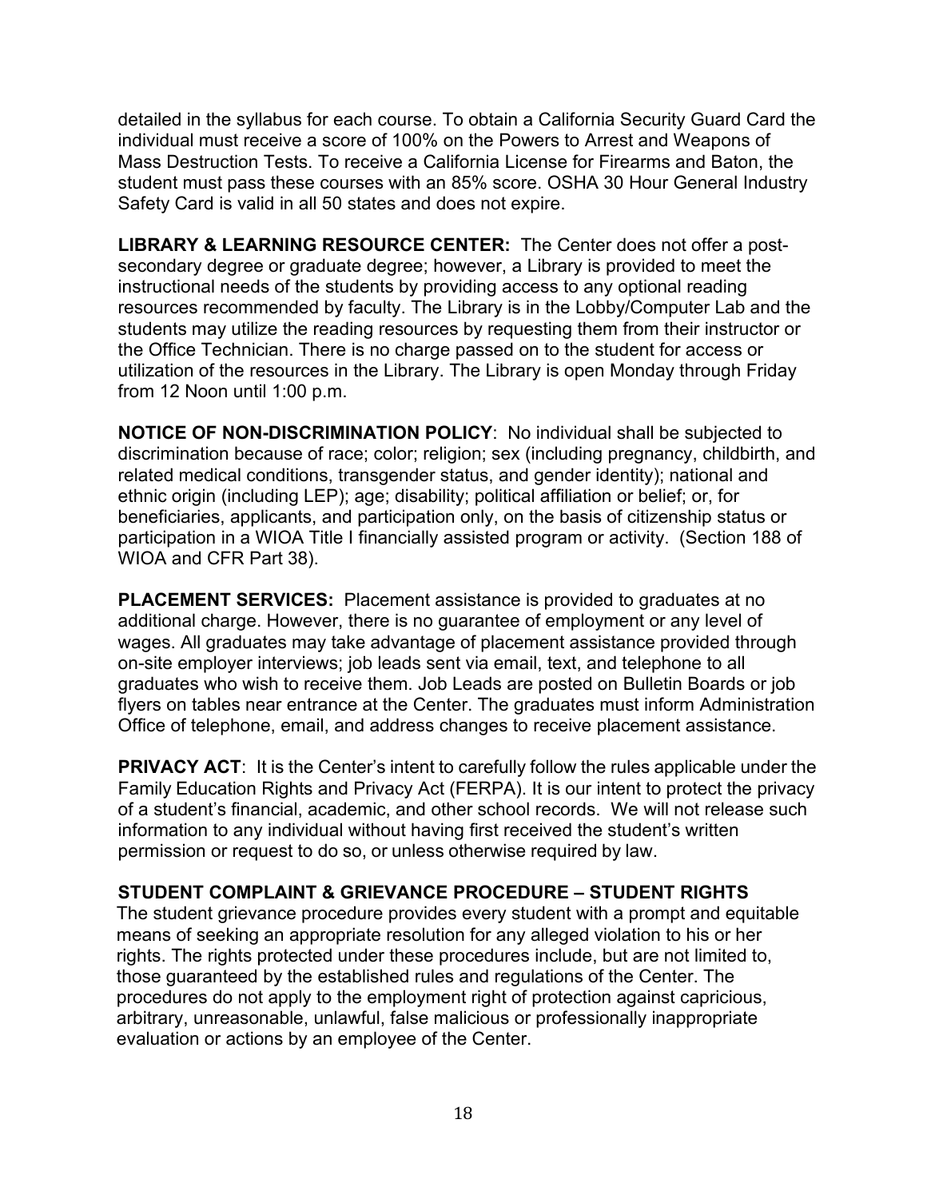detailed in the syllabus for each course. To obtain a California Security Guard Card the individual must receive a score of 100% on the Powers to Arrest and Weapons of Mass Destruction Tests. To receive a California License for Firearms and Baton, the student must pass these courses with an 85% score. OSHA 30 Hour General Industry Safety Card is valid in all 50 states and does not expire.

**LIBRARY & LEARNING RESOURCE CENTER:** The Center does not offer a post-secondary degree or graduate degree; however, a Library is provided to meet the instructional needs of the students by providing access to any optional reading resources recommended by faculty. The Library is in the Lobby/Computer Lab and the students may utilize the reading resources by requesting them from their instructor or the Office Technician. There is no charge passed on to the student for access or utilization of the resources in the Library. The Library is open Monday through Friday from 12 Noon until 1:00 p.m.

**NOTICE OF NON-DISCRIMINATION POLICY**: No individual shall be subjected to discrimination because of race; color; religion; sex (including pregnancy, childbirth, and related medical conditions, transgender status, and gender identity); national and ethnic origin (including LEP); age; disability; political affiliation or belief; or, for beneficiaries, applicants, and participation only, on the basis of citizenship status or participation in a WIOA Title I financially assisted program or activity. (Section 188 of WIOA and CFR Part 38).

**PLACEMENT SERVICES:** Placement assistance is provided to graduates at no additional charge. However, there is no guarantee of employment or any level of wages. All graduates may take advantage of placement assistance provided through on-site employer interviews; job leads sent via email, text, and telephone to all graduates who wish to receive them. Job Leads are posted on Bulletin Boards or job flyers on tables near entrance at the Center. The graduates must inform Administration Office of telephone, email, and address changes to receive placement assistance.

**PRIVACY ACT**: It is the Center's intent to carefully follow the rules applicable under the Family Education Rights and Privacy Act (FERPA). It is our intent to protect the privacy of a student's financial, academic, and other school records. We will not release such information to any individual without having first received the student's written permission or request to do so, or unless otherwise required by law.

**STUDENT COMPLAINT & GRIEVANCE PROCEDURE – STUDENT RIGHTS**

The student grievance procedure provides every student with a prompt and equitable means of seeking an appropriate resolution for any alleged violation to his or her rights. The rights protected under these procedures include, but are not limited to, those guaranteed by the established rules and regulations of the Center. The procedures do not apply to the employment right of protection against capricious, arbitrary, unreasonable, unlawful, false malicious or professionally inappropriate evaluation or actions by an employee of the Center.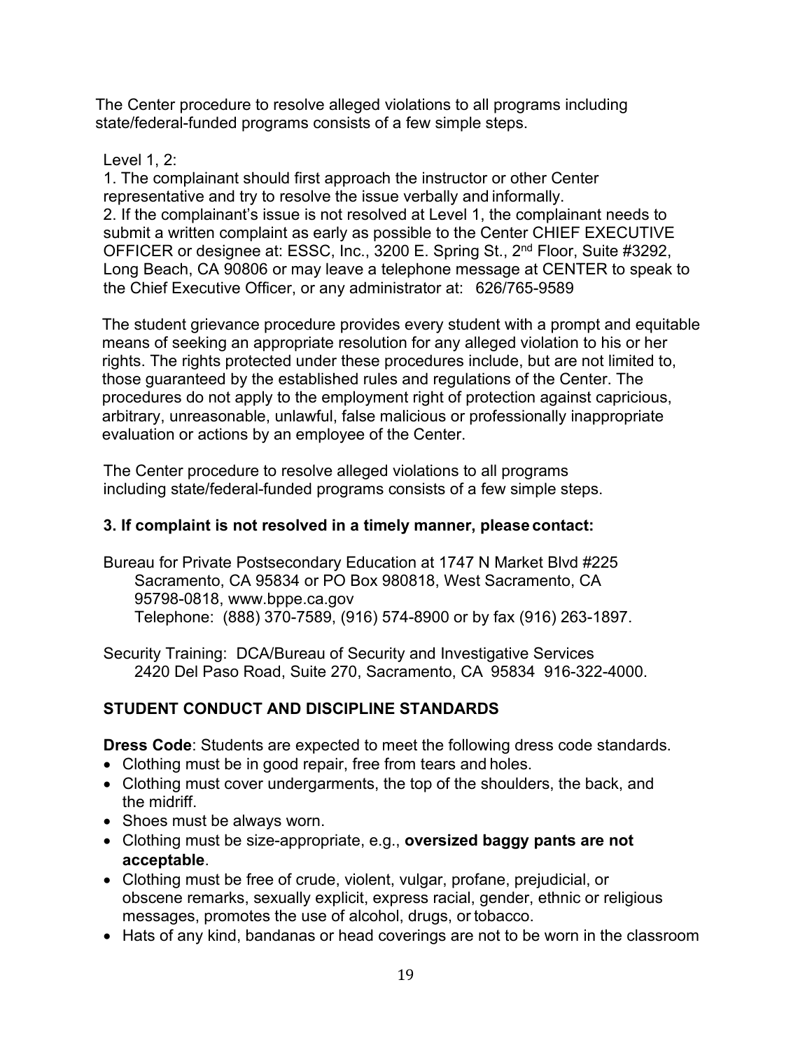The Center procedure to resolve alleged violations to all programs including state/federal-funded programs consists of a few simple steps.

Level 1, 2:

1. The complainant should first approach the instructor or other Center representative and try to resolve the issue verbally and informally.
2. If the complainant's issue is not resolved at Level 1, the complainant needs to submit a written complaint as early as possible to the Center CHIEF EXECUTIVE OFFICER or designee at: ESSC, Inc., 3200 E. Spring St., 2nd Floor, Suite #3292, Long Beach, CA 90806 or may leave a telephone message at CENTER to speak to the Chief Executive Officer, or any administrator at: 626/765-9589

The student grievance procedure provides every student with a prompt and equitable means of seeking an appropriate resolution for any alleged violation to his or her rights. The rights protected under these procedures include, but are not limited to, those guaranteed by the established rules and regulations of the Center. The procedures do not apply to the employment right of protection against capricious, arbitrary, unreasonable, unlawful, false malicious or professionally inappropriate evaluation or actions by an employee of the Center.

The Center procedure to resolve alleged violations to all programs including state/federal-funded programs consists of a few simple steps.

**3. If complaint is not resolved in a timely manner, please contact:**

Bureau for Private Postsecondary Education at 1747 N Market Blvd #225 Sacramento, CA 95834 or PO Box 980818, West Sacramento, CA 95798-0818, www.bppe.ca.gov
Telephone: (888) 370-7589, (916) 574-8900 or by fax (916) 263-1897.

Security Training: DCA/Bureau of Security and Investigative Services 2420 Del Paso Road, Suite 270, Sacramento, CA 95834 916-322-4000.

## STUDENT CONDUCT AND DISCIPLINE STANDARDS

**Dress Code**: Students are expected to meet the following dress code standards.

- Clothing must be in good repair, free from tears and holes.
- Clothing must cover undergarments, the top of the shoulders, the back, and the midriff.
- Shoes must be always worn.
- Clothing must be size-appropriate, e.g., **oversized baggy pants are not acceptable**.
- Clothing must be free of crude, violent, vulgar, profane, prejudicial, or obscene remarks, sexually explicit, express racial, gender, ethnic or religious messages, promotes the use of alcohol, drugs, or tobacco.
- Hats of any kind, bandanas or head coverings are not to be worn in the classroom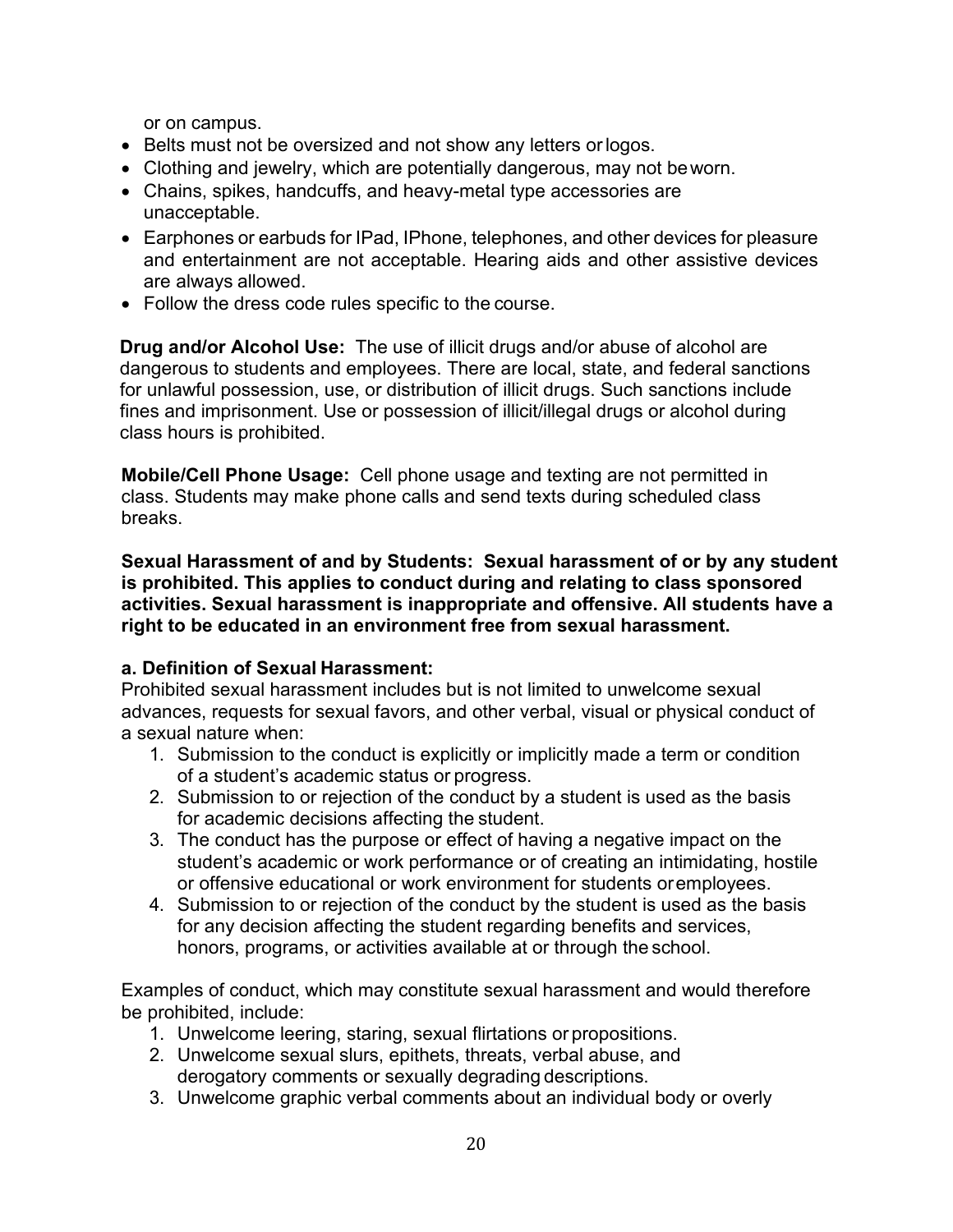or on campus.

- Belts must not be oversized and not show any letters or logos.
- Clothing and jewelry, which are potentially dangerous, may not be worn.
- Chains, spikes, handcuffs, and heavy-metal type accessories are unacceptable.
- Earphones or earbuds for IPad, IPhone, telephones, and other devices for pleasure and entertainment are not acceptable. Hearing aids and other assistive devices are always allowed.
- Follow the dress code rules specific to the course.

**Drug and/or Alcohol Use:** The use of illicit drugs and/or abuse of alcohol are dangerous to students and employees. There are local, state, and federal sanctions for unlawful possession, use, or distribution of illicit drugs. Such sanctions include fines and imprisonment. Use or possession of illicit/illegal drugs or alcohol during class hours is prohibited.

**Mobile/Cell Phone Usage:** Cell phone usage and texting are not permitted in class. Students may make phone calls and send texts during scheduled class breaks.

**Sexual Harassment of and by Students: Sexual harassment of or by any student is prohibited. This applies to conduct during and relating to class sponsored activities. Sexual harassment is inappropriate and offensive. All students have a right to be educated in an environment free from sexual harassment.**

**a. Definition of Sexual Harassment:**

Prohibited sexual harassment includes but is not limited to unwelcome sexual advances, requests for sexual favors, and other verbal, visual or physical conduct of a sexual nature when:

1. Submission to the conduct is explicitly or implicitly made a term or condition of a student's academic status or progress.
2. Submission to or rejection of the conduct by a student is used as the basis for academic decisions affecting the student.
3. The conduct has the purpose or effect of having a negative impact on the student's academic or work performance or of creating an intimidating, hostile or offensive educational or work environment for students or employees.
4. Submission to or rejection of the conduct by the student is used as the basis for any decision affecting the student regarding benefits and services, honors, programs, or activities available at or through the school.

Examples of conduct, which may constitute sexual harassment and would therefore be prohibited, include:

1. Unwelcome leering, staring, sexual flirtations or propositions.
2. Unwelcome sexual slurs, epithets, threats, verbal abuse, and derogatory comments or sexually degrading descriptions.
3. Unwelcome graphic verbal comments about an individual body or overly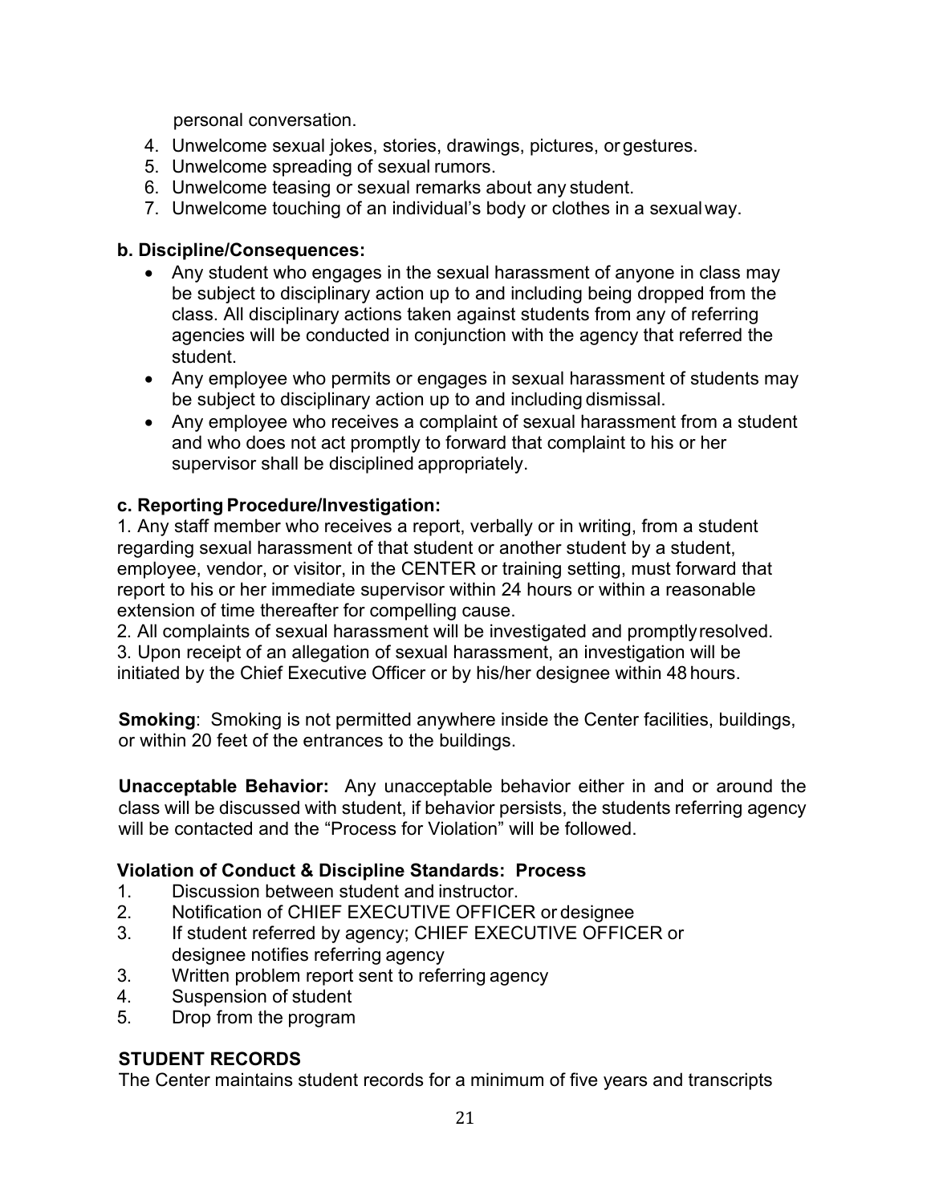personal conversation.

4. Unwelcome sexual jokes, stories, drawings, pictures, or gestures.
5. Unwelcome spreading of sexual rumors.
6. Unwelcome teasing or sexual remarks about any student.
7. Unwelcome touching of an individual's body or clothes in a sexual way.

**b. Discipline/Consequences:**

- Any student who engages in the sexual harassment of anyone in class may be subject to disciplinary action up to and including being dropped from the class. All disciplinary actions taken against students from any of referring agencies will be conducted in conjunction with the agency that referred the student.
- Any employee who permits or engages in sexual harassment of students may be subject to disciplinary action up to and including dismissal.
- Any employee who receives a complaint of sexual harassment from a student and who does not act promptly to forward that complaint to his or her supervisor shall be disciplined appropriately.

**c. Reporting Procedure/Investigation:**

1. Any staff member who receives a report, verbally or in writing, from a student regarding sexual harassment of that student or another student by a student, employee, vendor, or visitor, in the CENTER or training setting, must forward that report to his or her immediate supervisor within 24 hours or within a reasonable extension of time thereafter for compelling cause.
2. All complaints of sexual harassment will be investigated and promptly resolved.
3. Upon receipt of an allegation of sexual harassment, an investigation will be initiated by the Chief Executive Officer or by his/her designee within 48 hours.

**Smoking**: Smoking is not permitted anywhere inside the Center facilities, buildings, or within 20 feet of the entrances to the buildings.

**Unacceptable Behavior:** Any unacceptable behavior either in and or around the class will be discussed with student, if behavior persists, the students referring agency will be contacted and the "Process for Violation" will be followed.

**Violation of Conduct & Discipline Standards: Process**

1. Discussion between student and instructor.
2. Notification of CHIEF EXECUTIVE OFFICER or designee
3. If student referred by agency; CHIEF EXECUTIVE OFFICER or designee notifies referring agency
3. Written problem report sent to referring agency
4. Suspension of student
5. Drop from the program

**STUDENT RECORDS**

The Center maintains student records for a minimum of five years and transcripts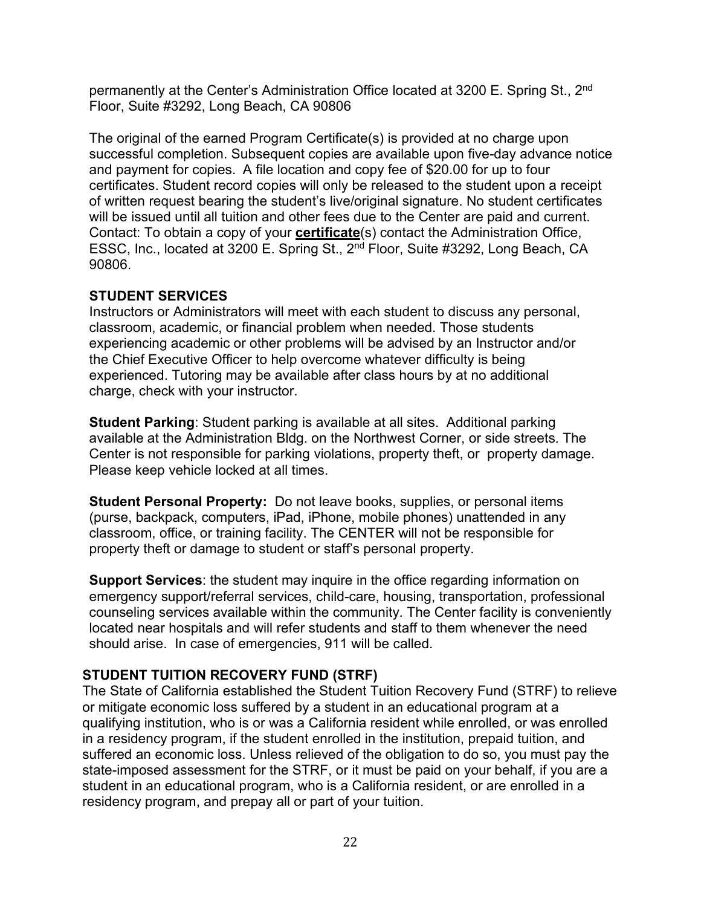permanently at the Center's Administration Office located at 3200 E. Spring St., 2nd Floor, Suite #3292, Long Beach, CA 90806

The original of the earned Program Certificate(s) is provided at no charge upon successful completion. Subsequent copies are available upon five-day advance notice and payment for copies. A file location and copy fee of $20.00 for up to four certificates. Student record copies will only be released to the student upon a receipt of written request bearing the student's live/original signature. No student certificates will be issued until all tuition and other fees due to the Center are paid and current. Contact: To obtain a copy of your **certificate**(s) contact the Administration Office, ESSC, Inc., located at 3200 E. Spring St., 2nd Floor, Suite #3292, Long Beach, CA 90806.

## STUDENT SERVICES

Instructors or Administrators will meet with each student to discuss any personal, classroom, academic, or financial problem when needed. Those students experiencing academic or other problems will be advised by an Instructor and/or the Chief Executive Officer to help overcome whatever difficulty is being experienced. Tutoring may be available after class hours by at no additional charge, check with your instructor.

**Student Parking**: Student parking is available at all sites. Additional parking available at the Administration Bldg. on the Northwest Corner, or side streets. The Center is not responsible for parking violations, property theft, or property damage. Please keep vehicle locked at all times.

**Student Personal Property:** Do not leave books, supplies, or personal items (purse, backpack, computers, iPad, iPhone, mobile phones) unattended in any classroom, office, or training facility. The CENTER will not be responsible for property theft or damage to student or staff's personal property.

**Support Services**: the student may inquire in the office regarding information on emergency support/referral services, child-care, housing, transportation, professional counseling services available within the community. The Center facility is conveniently located near hospitals and will refer students and staff to them whenever the need should arise. In case of emergencies, 911 will be called.

## STUDENT TUITION RECOVERY FUND (STRF)

The State of California established the Student Tuition Recovery Fund (STRF) to relieve or mitigate economic loss suffered by a student in an educational program at a qualifying institution, who is or was a California resident while enrolled, or was enrolled in a residency program, if the student enrolled in the institution, prepaid tuition, and suffered an economic loss. Unless relieved of the obligation to do so, you must pay the state-imposed assessment for the STRF, or it must be paid on your behalf, if you are a student in an educational program, who is a California resident, or are enrolled in a residency program, and prepay all or part of your tuition.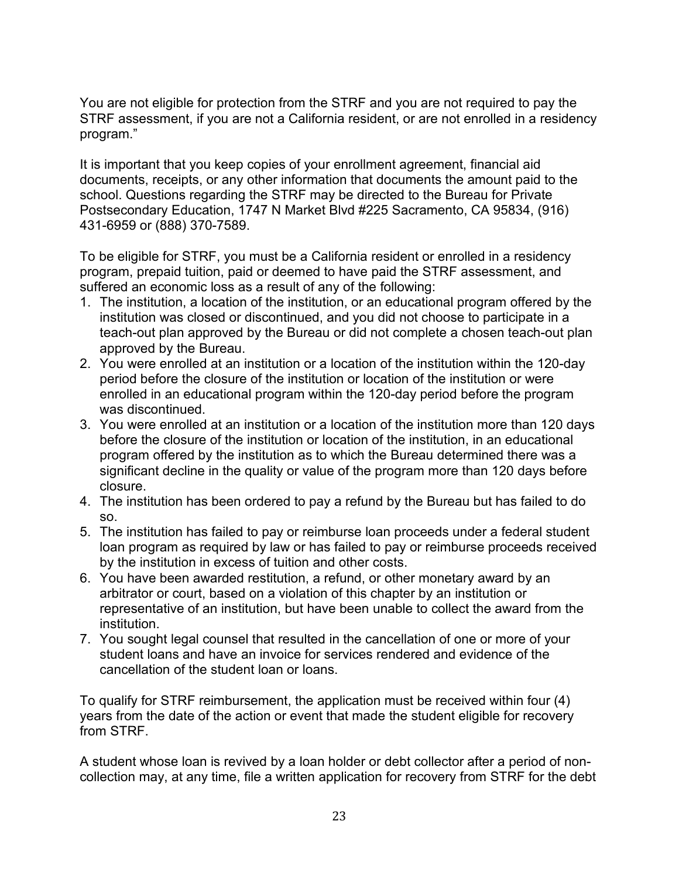You are not eligible for protection from the STRF and you are not required to pay the STRF assessment, if you are not a California resident, or are not enrolled in a residency program."

It is important that you keep copies of your enrollment agreement, financial aid documents, receipts, or any other information that documents the amount paid to the school. Questions regarding the STRF may be directed to the Bureau for Private Postsecondary Education, 1747 N Market Blvd #225 Sacramento, CA 95834, (916) 431-6959 or (888) 370-7589.

To be eligible for STRF, you must be a California resident or enrolled in a residency program, prepaid tuition, paid or deemed to have paid the STRF assessment, and suffered an economic loss as a result of any of the following:

1. The institution, a location of the institution, or an educational program offered by the institution was closed or discontinued, and you did not choose to participate in a teach-out plan approved by the Bureau or did not complete a chosen teach-out plan approved by the Bureau.
2. You were enrolled at an institution or a location of the institution within the 120-day period before the closure of the institution or location of the institution or were enrolled in an educational program within the 120-day period before the program was discontinued.
3. You were enrolled at an institution or a location of the institution more than 120 days before the closure of the institution or location of the institution, in an educational program offered by the institution as to which the Bureau determined there was a significant decline in the quality or value of the program more than 120 days before closure.
4. The institution has been ordered to pay a refund by the Bureau but has failed to do so.
5. The institution has failed to pay or reimburse loan proceeds under a federal student loan program as required by law or has failed to pay or reimburse proceeds received by the institution in excess of tuition and other costs.
6. You have been awarded restitution, a refund, or other monetary award by an arbitrator or court, based on a violation of this chapter by an institution or representative of an institution, but have been unable to collect the award from the institution.
7. You sought legal counsel that resulted in the cancellation of one or more of your student loans and have an invoice for services rendered and evidence of the cancellation of the student loan or loans.

To qualify for STRF reimbursement, the application must be received within four (4) years from the date of the action or event that made the student eligible for recovery from STRF.

A student whose loan is revived by a loan holder or debt collector after a period of non-collection may, at any time, file a written application for recovery from STRF for the debt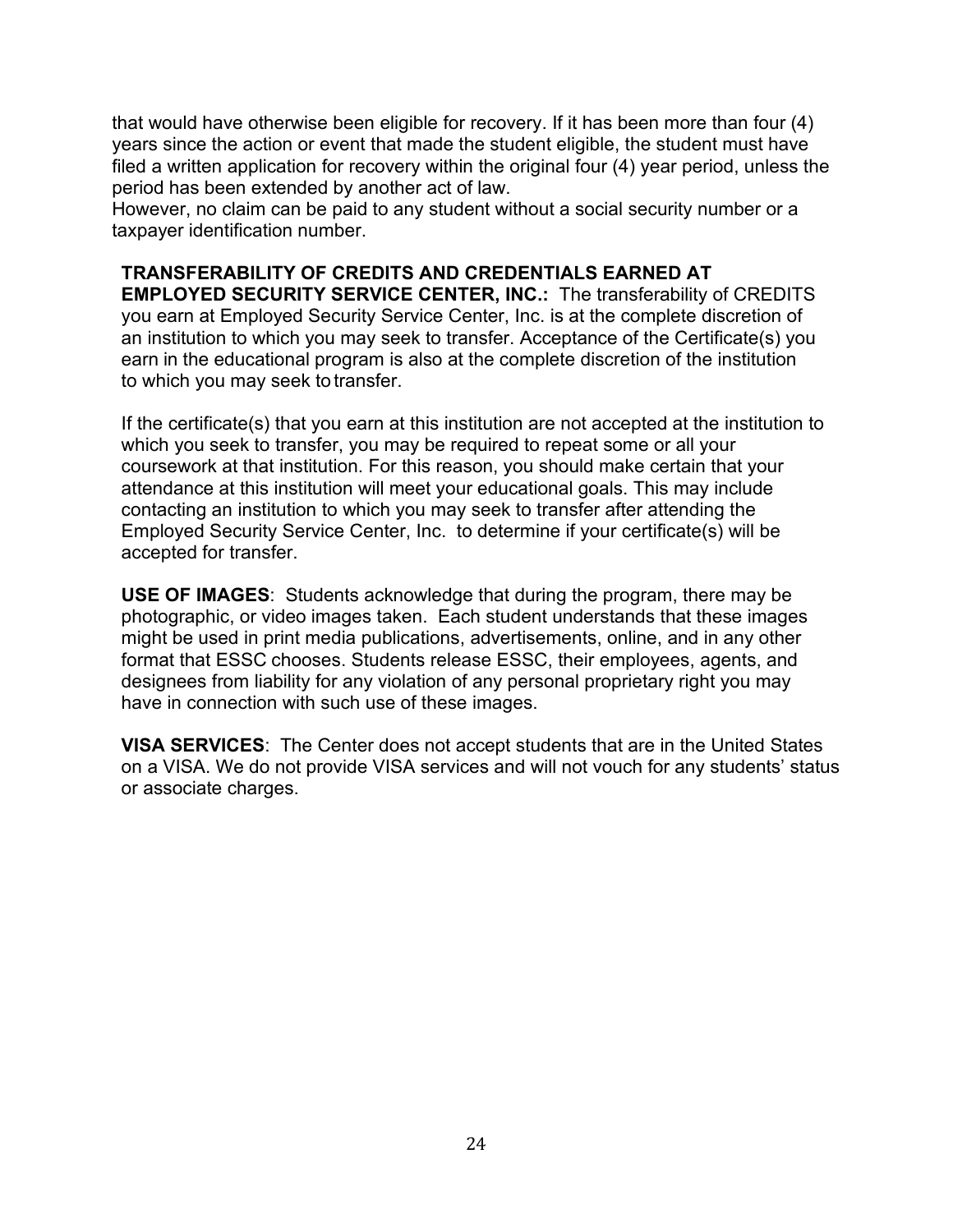that would have otherwise been eligible for recovery. If it has been more than four (4) years since the action or event that made the student eligible, the student must have filed a written application for recovery within the original four (4) year period, unless the period has been extended by another act of law.
However, no claim can be paid to any student without a social security number or a taxpayer identification number.

**TRANSFERABILITY OF CREDITS AND CREDENTIALS EARNED AT EMPLOYED SECURITY SERVICE CENTER, INC.:** The transferability of CREDITS you earn at Employed Security Service Center, Inc. is at the complete discretion of an institution to which you may seek to transfer. Acceptance of the Certificate(s) you earn in the educational program is also at the complete discretion of the institution to which you may seek to transfer.

If the certificate(s) that you earn at this institution are not accepted at the institution to which you seek to transfer, you may be required to repeat some or all your coursework at that institution. For this reason, you should make certain that your attendance at this institution will meet your educational goals. This may include contacting an institution to which you may seek to transfer after attending the Employed Security Service Center, Inc. to determine if your certificate(s) will be accepted for transfer.

**USE OF IMAGES**: Students acknowledge that during the program, there may be photographic, or video images taken. Each student understands that these images might be used in print media publications, advertisements, online, and in any other format that ESSC chooses. Students release ESSC, their employees, agents, and designees from liability for any violation of any personal proprietary right you may have in connection with such use of these images.

**VISA SERVICES**: The Center does not accept students that are in the United States on a VISA. We do not provide VISA services and will not vouch for any students' status or associate charges.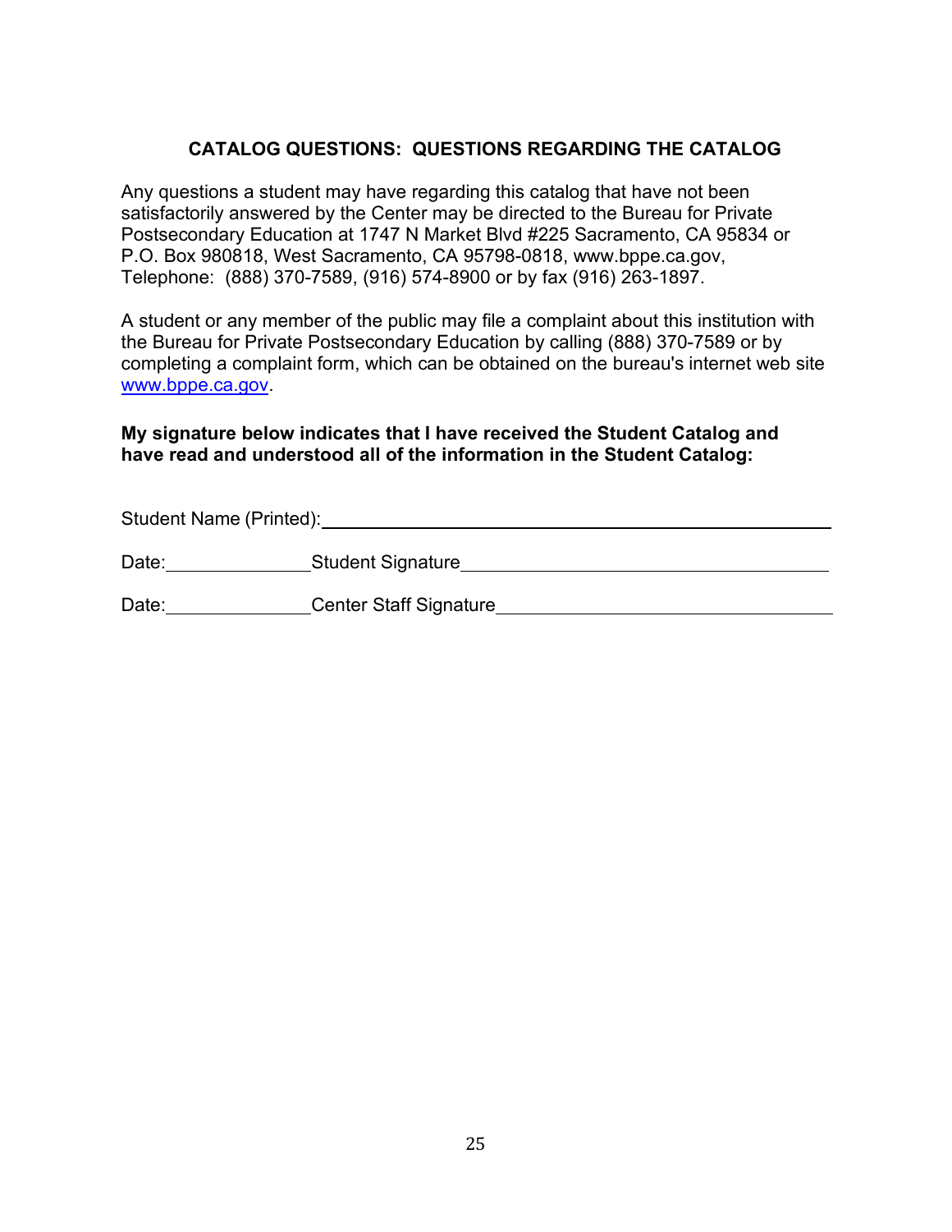## CATALOG QUESTIONS: QUESTIONS REGARDING THE CATALOG

Any questions a student may have regarding this catalog that have not been satisfactorily answered by the Center may be directed to the Bureau for Private Postsecondary Education at 1747 N Market Blvd #225 Sacramento, CA 95834 or P.O. Box 980818, West Sacramento, CA 95798-0818, www.bppe.ca.gov, Telephone: (888) 370-7589, (916) 574-8900 or by fax (916) 263-1897.

A student or any member of the public may file a complaint about this institution with the Bureau for Private Postsecondary Education by calling (888) 370-7589 or by completing a complaint form, which can be obtained on the bureau's internet web site [www.bppe.ca.gov](http://www.bppe.ca.gov).

**My signature below indicates that I have received the Student Catalog and have read and understood all of the information in the Student Catalog:**

Student Name (Printed):______________________________________________

Date:______________ Student Signature________________________________

Date:______________ Center Staff Signature____________________________